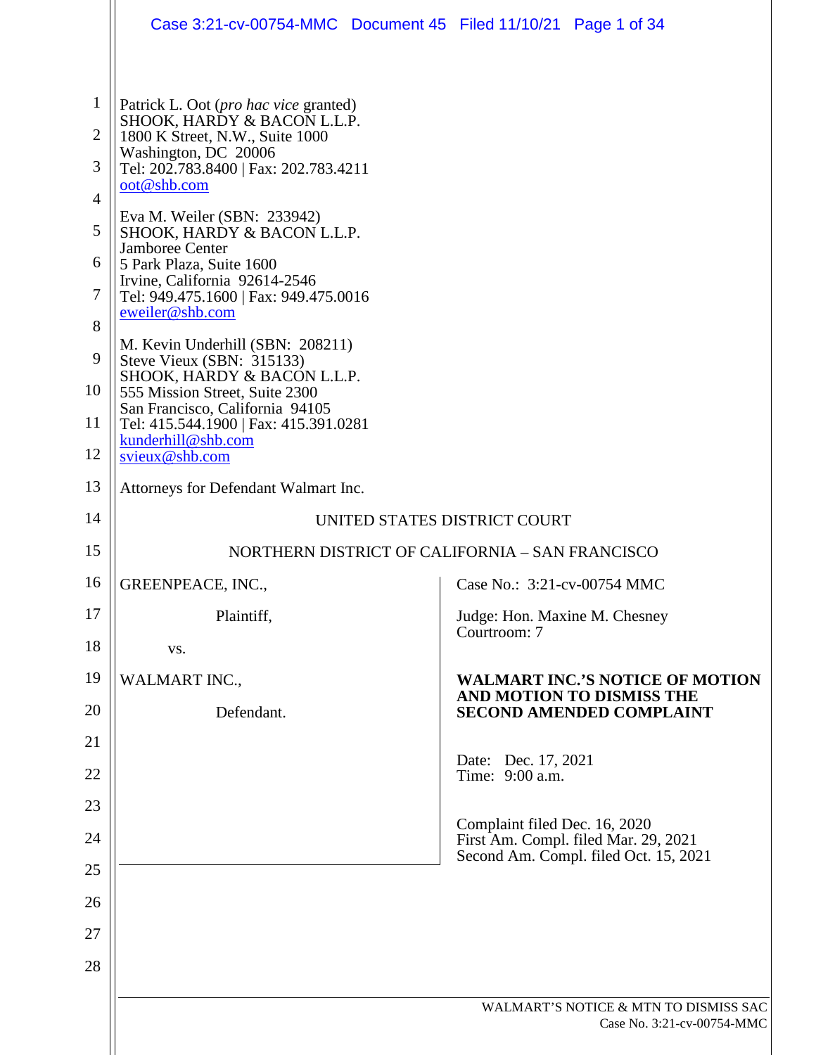Patrick L. Oot (*pro hac vice* granted)
SHOOK, HARDY & BACON L.L.P.
1800 K Street, N.W., Suite 1000
Washington, DC 20006
Tel: 202.783.8400 | Fax: 202.783.4211
oot@shb.com

Eva M. Weiler (SBN: 233942)
SHOOK, HARDY & BACON L.L.P.
Jamboree Center
5 Park Plaza, Suite 1600
Irvine, California 92614-2546
Tel: 949.475.1600 | Fax: 949.475.0016
eweiler@shb.com

M. Kevin Underhill (SBN: 208211)
Steve Vieux (SBN: 315133)
SHOOK, HARDY & BACON L.L.P.
555 Mission Street, Suite 2300
San Francisco, California 94105
Tel: 415.544.1900 | Fax: 415.391.0281
kunderhill@shb.com
svieux@shb.com

Attorneys for Defendant Walmart Inc.

UNITED STATES DISTRICT COURT

NORTHERN DISTRICT OF CALIFORNIA – SAN FRANCISCO

GREENPEACE, INC.,

Plaintiff,

vs.

WALMART INC.,

Defendant.

Case No.: 3:21-cv-00754 MMC

Judge: Hon. Maxine M. Chesney
Courtroom: 7

**WALMART INC.'S NOTICE OF MOTION AND MOTION TO DISMISS THE SECOND AMENDED COMPLAINT**

Date: Dec. 17, 2021
Time: 9:00 a.m.

Complaint filed Dec. 16, 2020
First Am. Compl. filed Mar. 29, 2021
Second Am. Compl. filed Oct. 15, 2021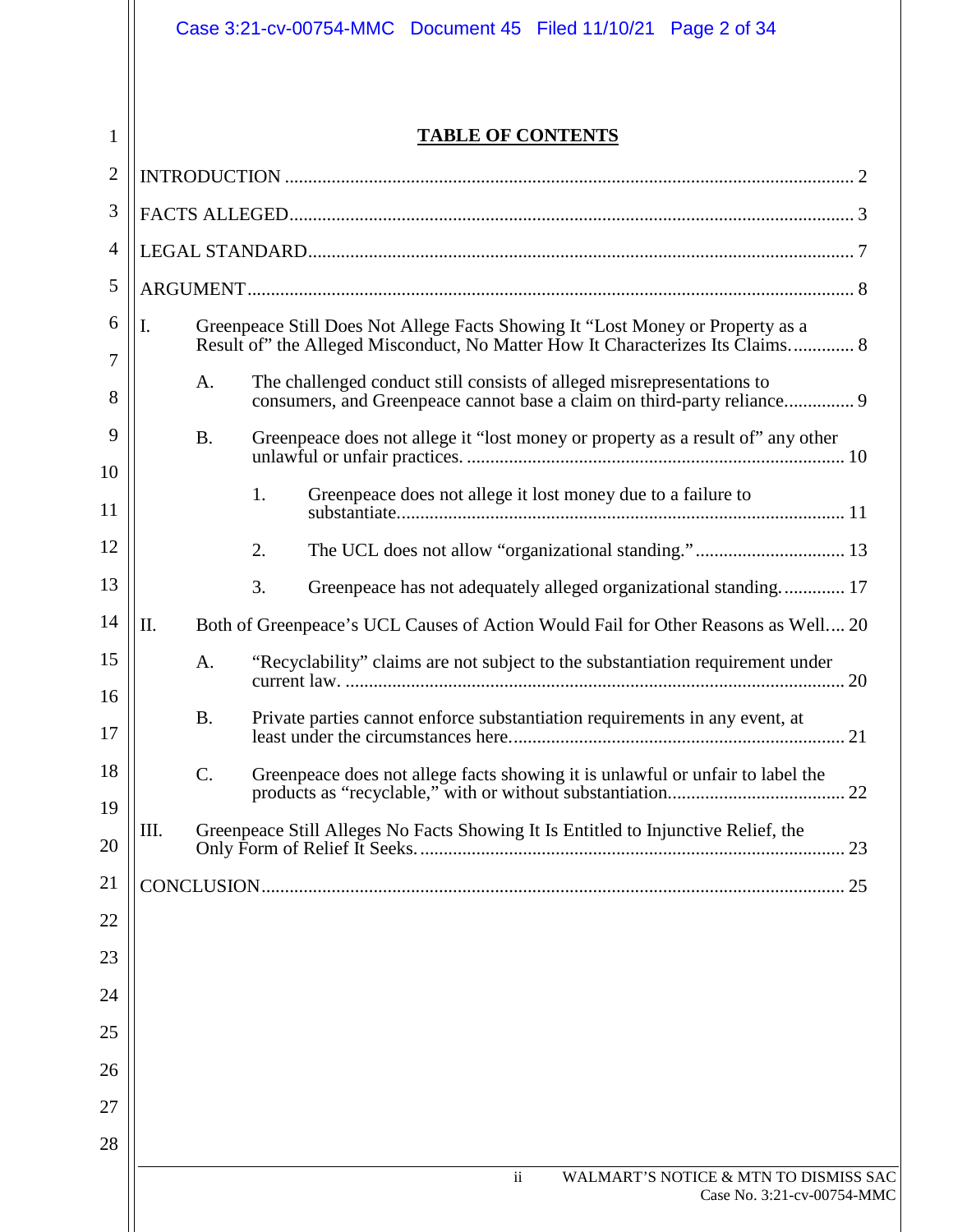# TABLE OF CONTENTS

INTRODUCTION ......................................................................................................................... 2

FACTS ALLEGED........................................................................................................................ 3

LEGAL STANDARD.................................................................................................................... 7

ARGUMENT ................................................................................................................................. 8

I. Greenpeace Still Does Not Allege Facts Showing It "Lost Money or Property as a Result of" the Alleged Misconduct, No Matter How It Characterizes Its Claims............. 8

    A. The challenged conduct still consists of alleged misrepresentations to consumers, and Greenpeace cannot base a claim on third-party reliance.............. 9

    B. Greenpeace does not allege it "lost money or property as a result of" any other unlawful or unfair practices. ................................................................................. 10

        1. Greenpeace does not allege it lost money due to a failure to substantiate............................................................................................... 11

        2. The UCL does not allow "organizational standing." ................................ 13

        3. Greenpeace has not adequately alleged organizational standing............. 17

II. Both of Greenpeace's UCL Causes of Action Would Fail for Other Reasons as Well.... 20

    A. "Recyclability" claims are not subject to the substantiation requirement under current law. ........................................................................................................... 20

    B. Private parties cannot enforce substantiation requirements in any event, at least under the circumstances here....................................................................... 21

    C. Greenpeace does not allege facts showing it is unlawful or unfair to label the products as "recyclable," with or without substantiation...................................... 22

III. Greenpeace Still Alleges No Facts Showing It Is Entitled to Injunctive Relief, the Only Form of Relief It Seeks.......................................................................................... 23

CONCLUSION........................................................................................................................... 25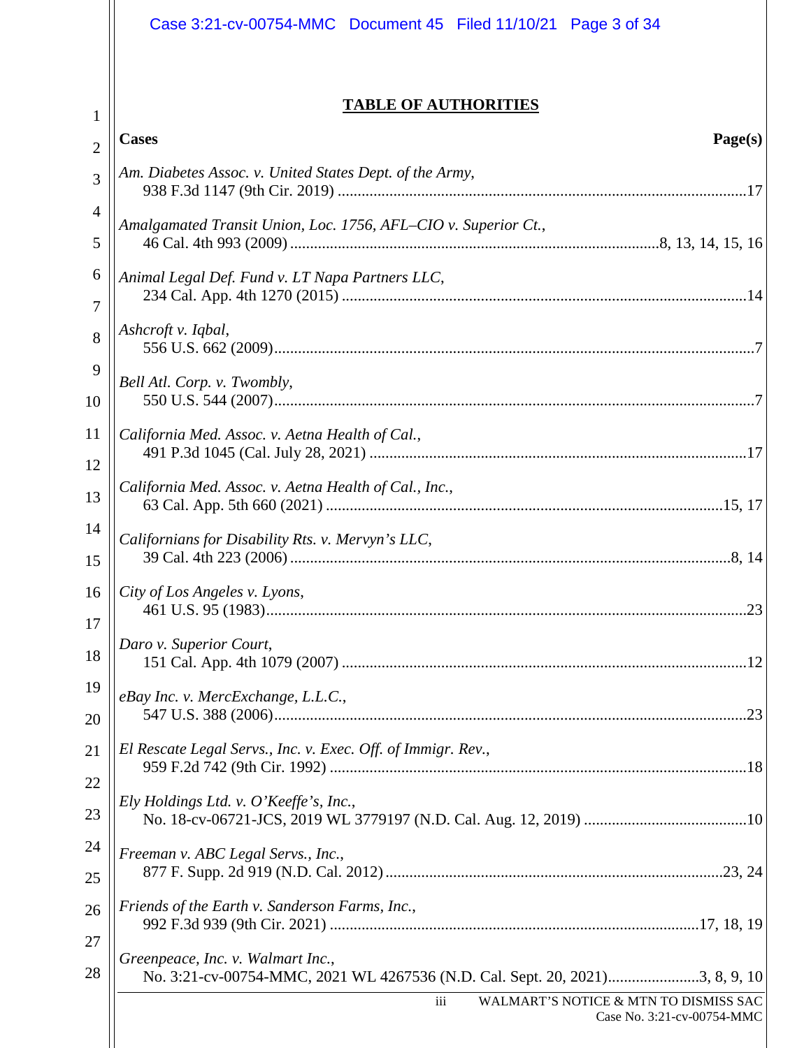## TABLE OF AUTHORITIES

**Cases** **Page(s)**

*Am. Diabetes Assoc. v. United States Dept. of the Army*,
938 F.3d 1147 (9th Cir. 2019) ....................................................................................................17

*Amalgamated Transit Union, Loc. 1756, AFL–CIO v. Superior Ct.*,
46 Cal. 4th 993 (2009) ..........................................................................................8, 13, 14, 15, 16

*Animal Legal Def. Fund v. LT Napa Partners LLC*,
234 Cal. App. 4th 1270 (2015) ...................................................................................................14

*Ashcroft v. Iqbal*,
556 U.S. 662 (2009).......................................................................................................................7

*Bell Atl. Corp. v. Twombly*,
550 U.S. 544 (2007).......................................................................................................................7

*California Med. Assoc. v. Aetna Health of Cal.*,
491 P.3d 1045 (Cal. July 28, 2021) .............................................................................................17

*California Med. Assoc. v. Aetna Health of Cal., Inc.*,
63 Cal. App. 5th 660 (2021) ...................................................................................................15, 17

*Californians for Disability Rts. v. Mervyn's LLC*,
39 Cal. 4th 223 (2006) ..............................................................................................................8, 14

*City of Los Angeles v. Lyons*,
461 U.S. 95 (1983).......................................................................................................................23

*Daro v. Superior Court*,
151 Cal. App. 4th 1079 (2007) ....................................................................................................12

*eBay Inc. v. MercExchange, L.L.C.*,
547 U.S. 388 (2006).....................................................................................................................23

*El Rescate Legal Servs., Inc. v. Exec. Off. of Immigr. Rev.*,
959 F.2d 742 (9th Cir. 1992) .......................................................................................................18

*Ely Holdings Ltd. v. O'Keeffe's, Inc.*,
No. 18-cv-06721-JCS, 2019 WL 3779197 (N.D. Cal. Aug. 12, 2019) ........................................10

*Freeman v. ABC Legal Servs., Inc.*,
877 F. Supp. 2d 919 (N.D. Cal. 2012) ...................................................................................23, 24

*Friends of the Earth v. Sanderson Farms, Inc.*,
992 F.3d 939 (9th Cir. 2021) ...........................................................................................17, 18, 19

*Greenpeace, Inc. v. Walmart Inc.*,
No. 3:21-cv-00754-MMC, 2021 WL 4267536 (N.D. Cal. Sept. 20, 2021).......................3, 8, 9, 10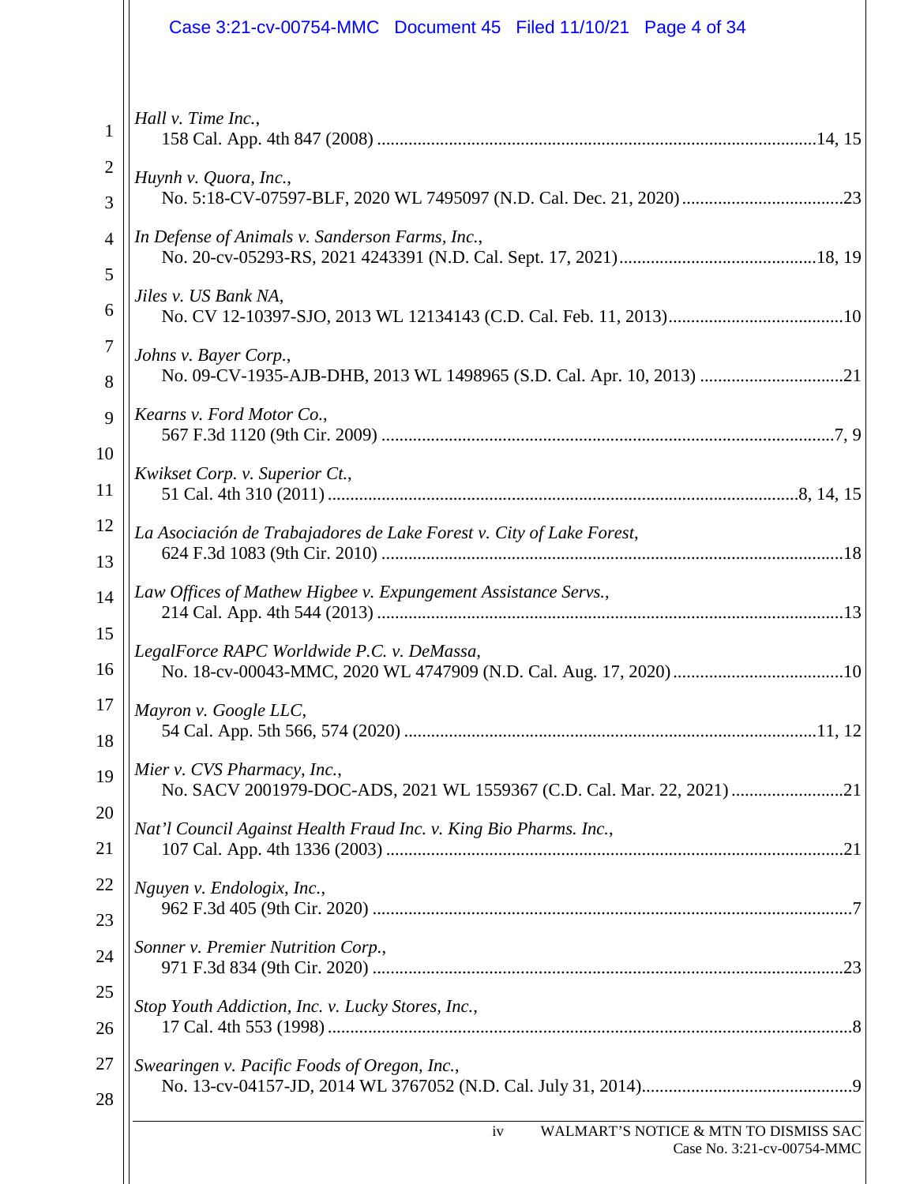*Hall v. Time Inc.*,
158 Cal. App. 4th 847 (2008) ....................................................................................................14, 15

*Huynh v. Quora, Inc.*,
No. 5:18-CV-07597-BLF, 2020 WL 7495097 (N.D. Cal. Dec. 21, 2020) ....................................23

*In Defense of Animals v. Sanderson Farms, Inc.*,
No. 20-cv-05293-RS, 2021 4243391 (N.D. Cal. Sept. 17, 2021)............................................18, 19

*Jiles v. US Bank NA*,
No. CV 12-10397-SJO, 2013 WL 12134143 (C.D. Cal. Feb. 11, 2013).......................................10

*Johns v. Bayer Corp.*,
No. 09-CV-1935-AJB-DHB, 2013 WL 1498965 (S.D. Cal. Apr. 10, 2013) ................................21

*Kearns v. Ford Motor Co.*,
567 F.3d 1120 (9th Cir. 2009) .....................................................................................................7, 9

*Kwikset Corp. v. Superior Ct.*,
51 Cal. 4th 310 (2011) ........................................................................................................8, 14, 15

*La Asociación de Trabajadores de Lake Forest v. City of Lake Forest*,
624 F.3d 1083 (9th Cir. 2010) .......................................................................................................18

*Law Offices of Mathew Higbee v. Expungement Assistance Servs.*,
214 Cal. App. 4th 544 (2013) ........................................................................................................13

*LegalForce RAPC Worldwide P.C. v. DeMassa*,
No. 18-cv-00043-MMC, 2020 WL 4747909 (N.D. Cal. Aug. 17, 2020)......................................10

*Mayron v. Google LLC*,
54 Cal. App. 5th 566, 574 (2020) ............................................................................................11, 12

*Mier v. CVS Pharmacy, Inc.*,
No. SACV 2001979-DOC-ADS, 2021 WL 1559367 (C.D. Cal. Mar. 22, 2021).........................21

*Nat'l Council Against Health Fraud Inc. v. King Bio Pharms. Inc.*,
107 Cal. App. 4th 1336 (2003) .....................................................................................................21

*Nguyen v. Endologix, Inc.*,
962 F.3d 405 (9th Cir. 2020) ..........................................................................................................7

*Sonner v. Premier Nutrition Corp.*,
971 F.3d 834 (9th Cir. 2020) ........................................................................................................23

*Stop Youth Addiction, Inc. v. Lucky Stores, Inc.*,
17 Cal. 4th 553 (1998) ....................................................................................................................8

*Swearingen v. Pacific Foods of Oregon, Inc.*,
No. 13-cv-04157-JD, 2014 WL 3767052 (N.D. Cal. July 31, 2014)...............................................9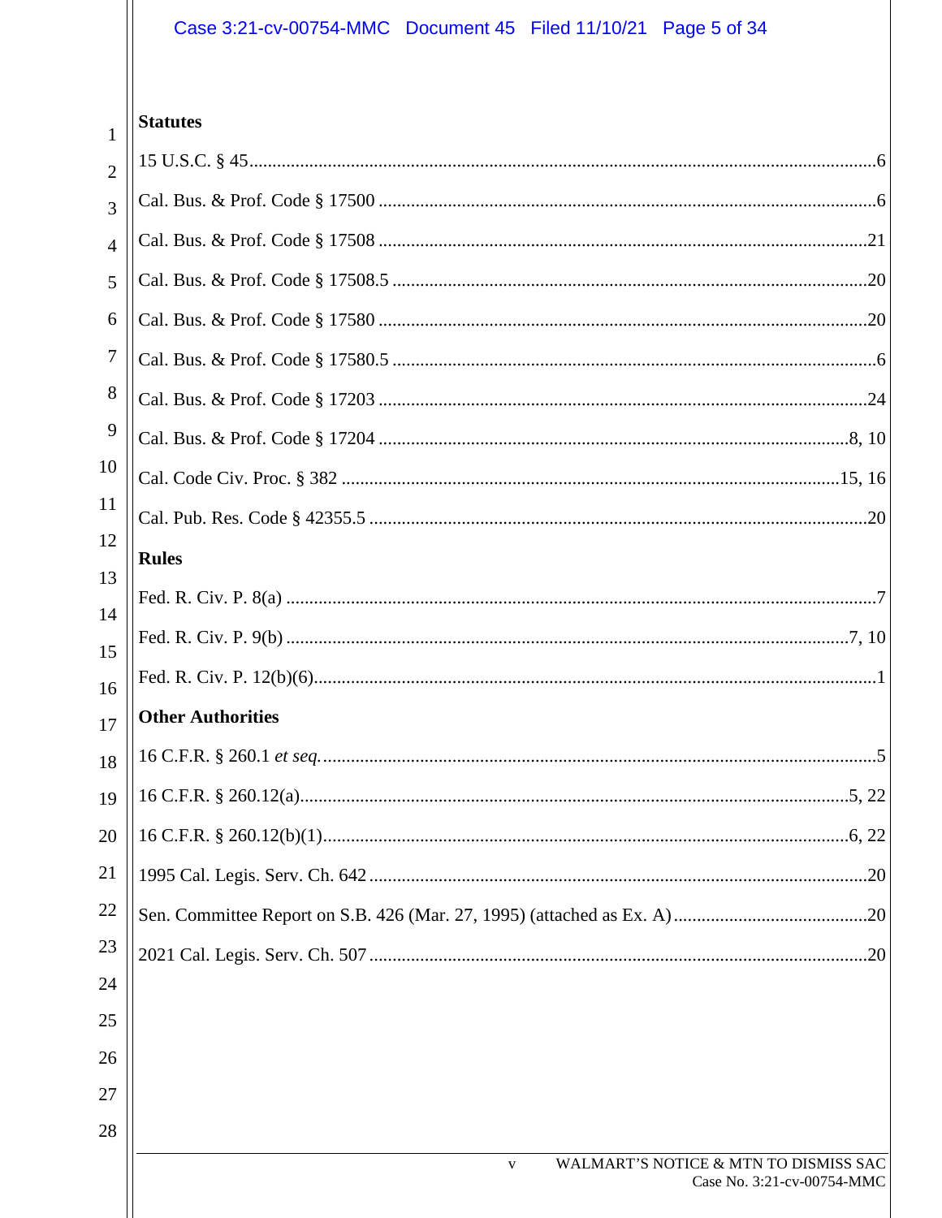**Statutes**

15 U.S.C. § 45 ...........................................................................................................................6

Cal. Bus. & Prof. Code § 17500 ...............................................................................................6

Cal. Bus. & Prof. Code § 17508 .............................................................................................21

Cal. Bus. & Prof. Code § 17508.5 ..........................................................................................20

Cal. Bus. & Prof. Code § 17580 .............................................................................................20

Cal. Bus. & Prof. Code § 17580.5 ............................................................................................6

Cal. Bus. & Prof. Code § 17203 .............................................................................................24

Cal. Bus. & Prof. Code § 17204 ........................................................................................8, 10

Cal. Code Civ. Proc. § 382 ..............................................................................................15, 16

Cal. Pub. Res. Code § 42355.5 ..............................................................................................20

**Rules**

Fed. R. Civ. P. 8(a) ..................................................................................................................7

Fed. R. Civ. P. 9(b) ...........................................................................................................7, 10

Fed. R. Civ. P. 12(b)(6) ...........................................................................................................1

**Other Authorities**

16 C.F.R. § 260.1 *et seq.* ..........................................................................................................5

16 C.F.R. § 260.12(a) ........................................................................................................5, 22

16 C.F.R. § 260.12(b)(1) ....................................................................................................6, 22

1995 Cal. Legis. Serv. Ch. 642 ..............................................................................................20

Sen. Committee Report on S.B. 426 (Mar. 27, 1995) (attached as Ex. A) ..........................................20

2021 Cal. Legis. Serv. Ch. 507 ..............................................................................................20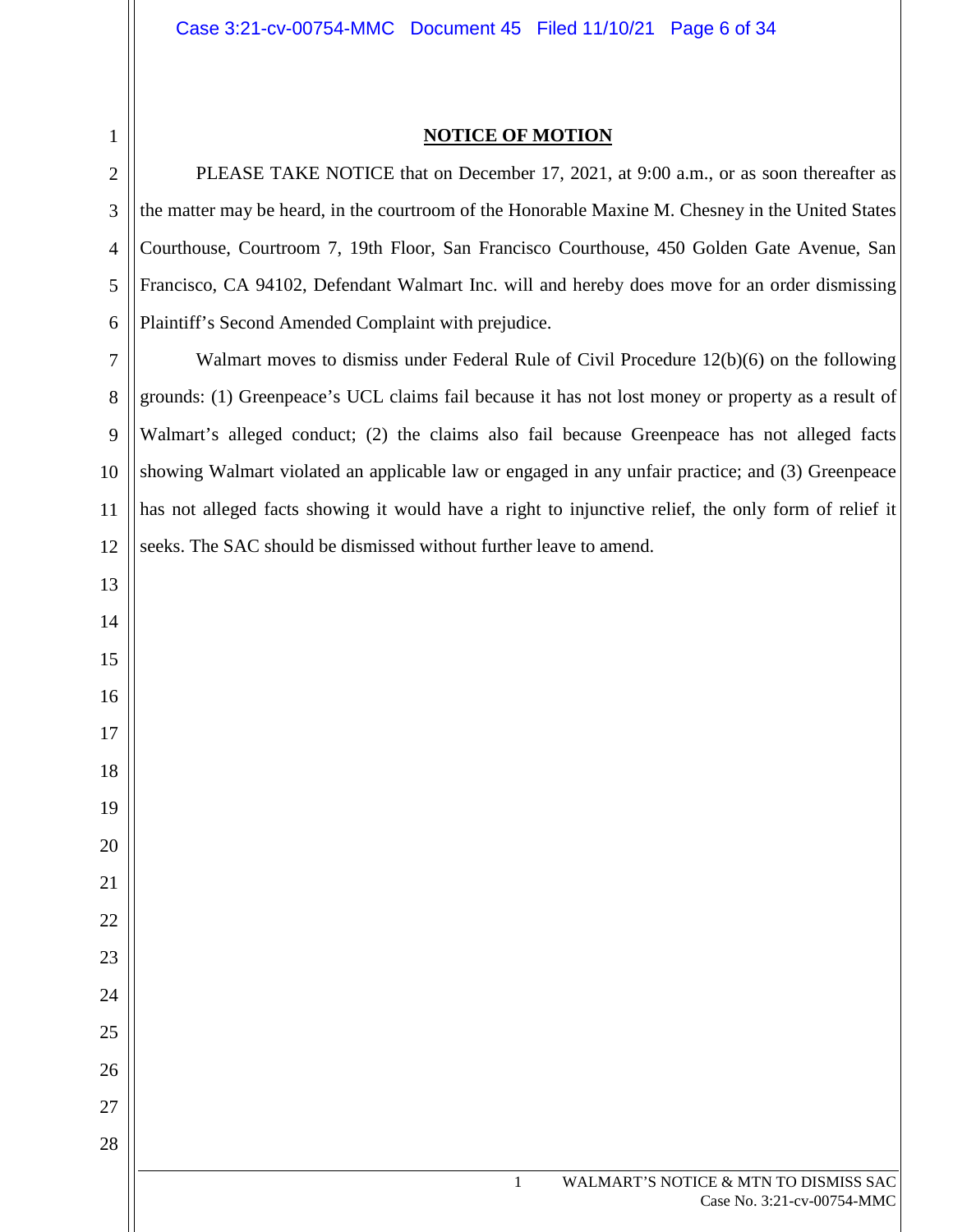**NOTICE OF MOTION**

PLEASE TAKE NOTICE that on December 17, 2021, at 9:00 a.m., or as soon thereafter as the matter may be heard, in the courtroom of the Honorable Maxine M. Chesney in the United States Courthouse, Courtroom 7, 19th Floor, San Francisco Courthouse, 450 Golden Gate Avenue, San Francisco, CA 94102, Defendant Walmart Inc. will and hereby does move for an order dismissing Plaintiff's Second Amended Complaint with prejudice.

Walmart moves to dismiss under Federal Rule of Civil Procedure 12(b)(6) on the following grounds: (1) Greenpeace's UCL claims fail because it has not lost money or property as a result of Walmart's alleged conduct; (2) the claims also fail because Greenpeace has not alleged facts showing Walmart violated an applicable law or engaged in any unfair practice; and (3) Greenpeace has not alleged facts showing it would have a right to injunctive relief, the only form of relief it seeks. The SAC should be dismissed without further leave to amend.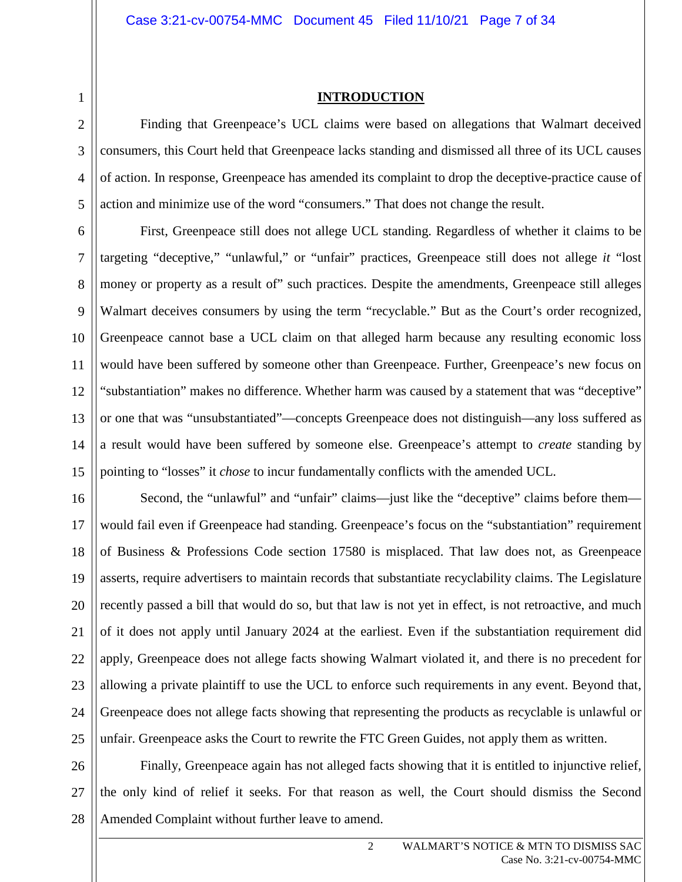# INTRODUCTION

Finding that Greenpeace's UCL claims were based on allegations that Walmart deceived consumers, this Court held that Greenpeace lacks standing and dismissed all three of its UCL causes of action. In response, Greenpeace has amended its complaint to drop the deceptive-practice cause of action and minimize use of the word "consumers." That does not change the result.

First, Greenpeace still does not allege UCL standing. Regardless of whether it claims to be targeting "deceptive," "unlawful," or "unfair" practices, Greenpeace still does not allege *it* "lost money or property as a result of" such practices. Despite the amendments, Greenpeace still alleges Walmart deceives consumers by using the term "recyclable." But as the Court's order recognized, Greenpeace cannot base a UCL claim on that alleged harm because any resulting economic loss would have been suffered by someone other than Greenpeace. Further, Greenpeace's new focus on "substantiation" makes no difference. Whether harm was caused by a statement that was "deceptive" or one that was "unsubstantiated"—concepts Greenpeace does not distinguish—any loss suffered as a result would have been suffered by someone else. Greenpeace's attempt to *create* standing by pointing to "losses" it *chose* to incur fundamentally conflicts with the amended UCL.

Second, the "unlawful" and "unfair" claims—just like the "deceptive" claims before them—would fail even if Greenpeace had standing. Greenpeace's focus on the "substantiation" requirement of Business & Professions Code section 17580 is misplaced. That law does not, as Greenpeace asserts, require advertisers to maintain records that substantiate recyclability claims. The Legislature recently passed a bill that would do so, but that law is not yet in effect, is not retroactive, and much of it does not apply until January 2024 at the earliest. Even if the substantiation requirement did apply, Greenpeace does not allege facts showing Walmart violated it, and there is no precedent for allowing a private plaintiff to use the UCL to enforce such requirements in any event. Beyond that, Greenpeace does not allege facts showing that representing the products as recyclable is unlawful or unfair. Greenpeace asks the Court to rewrite the FTC Green Guides, not apply them as written.

Finally, Greenpeace again has not alleged facts showing that it is entitled to injunctive relief, the only kind of relief it seeks. For that reason as well, the Court should dismiss the Second Amended Complaint without further leave to amend.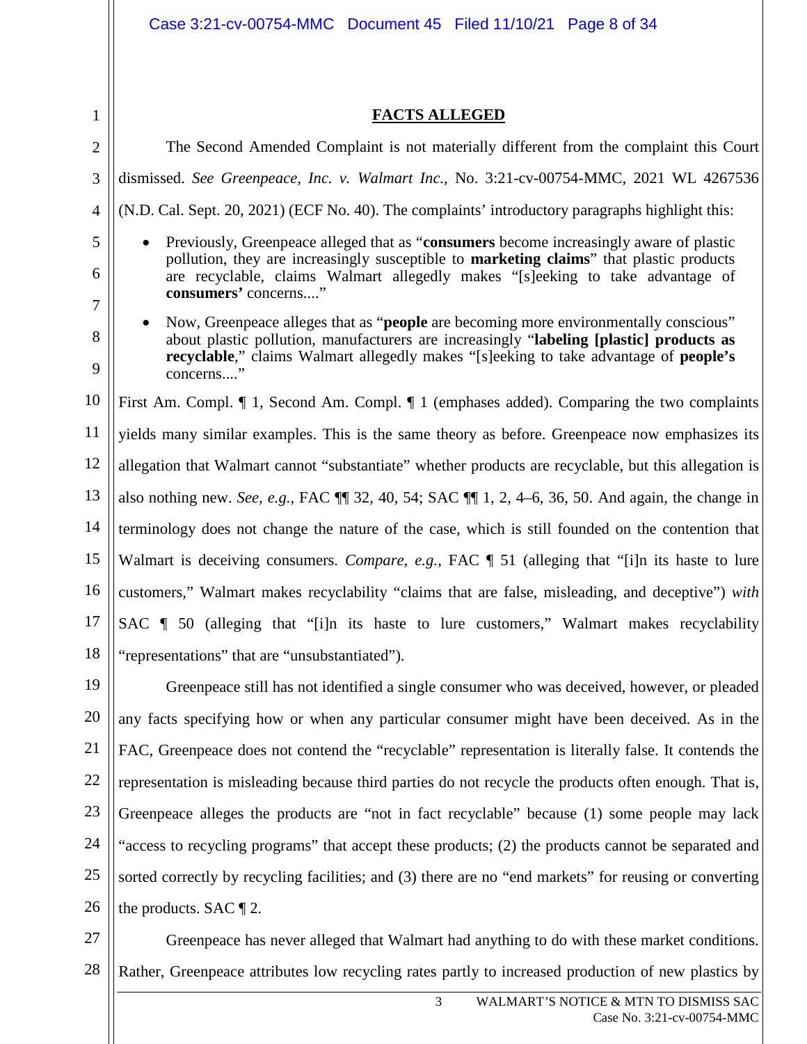## FACTS ALLEGED

The Second Amended Complaint is not materially different from the complaint this Court dismissed. *See Greenpeace, Inc. v. Walmart Inc.*, No. 3:21-cv-00754-MMC, 2021 WL 4267536 (N.D. Cal. Sept. 20, 2021) (ECF No. 40). The complaints' introductory paragraphs highlight this:

- Previously, Greenpeace alleged that as "**consumers** become increasingly aware of plastic pollution, they are increasingly susceptible to **marketing claims**" that plastic products are recyclable, claims Walmart allegedly makes "[s]eeking to take advantage of **consumers'** concerns...."
- Now, Greenpeace alleges that as "**people** are becoming more environmentally conscious" about plastic pollution, manufacturers are increasingly "**labeling [plastic] products as recyclable**," claims Walmart allegedly makes "[s]eeking to take advantage of **people's** concerns...."

First Am. Compl. ¶ 1, Second Am. Compl. ¶ 1 (emphases added). Comparing the two complaints yields many similar examples. This is the same theory as before. Greenpeace now emphasizes its allegation that Walmart cannot "substantiate" whether products are recyclable, but this allegation is also nothing new. *See, e.g.*, FAC ¶¶ 32, 40, 54; SAC ¶¶ 1, 2, 4–6, 36, 50. And again, the change in terminology does not change the nature of the case, which is still founded on the contention that Walmart is deceiving consumers. *Compare, e.g.*, FAC ¶ 51 (alleging that "[i]n its haste to lure customers," Walmart makes recyclability "claims that are false, misleading, and deceptive") *with* SAC ¶ 50 (alleging that "[i]n its haste to lure customers," Walmart makes recyclability "representations" that are "unsubstantiated").

Greenpeace still has not identified a single consumer who was deceived, however, or pleaded any facts specifying how or when any particular consumer might have been deceived. As in the FAC, Greenpeace does not contend the "recyclable" representation is literally false. It contends the representation is misleading because third parties do not recycle the products often enough. That is, Greenpeace alleges the products are "not in fact recyclable" because (1) some people may lack "access to recycling programs" that accept these products; (2) the products cannot be separated and sorted correctly by recycling facilities; and (3) there are no "end markets" for reusing or converting the products. SAC ¶ 2.

Greenpeace has never alleged that Walmart had anything to do with these market conditions. Rather, Greenpeace attributes low recycling rates partly to increased production of new plastics by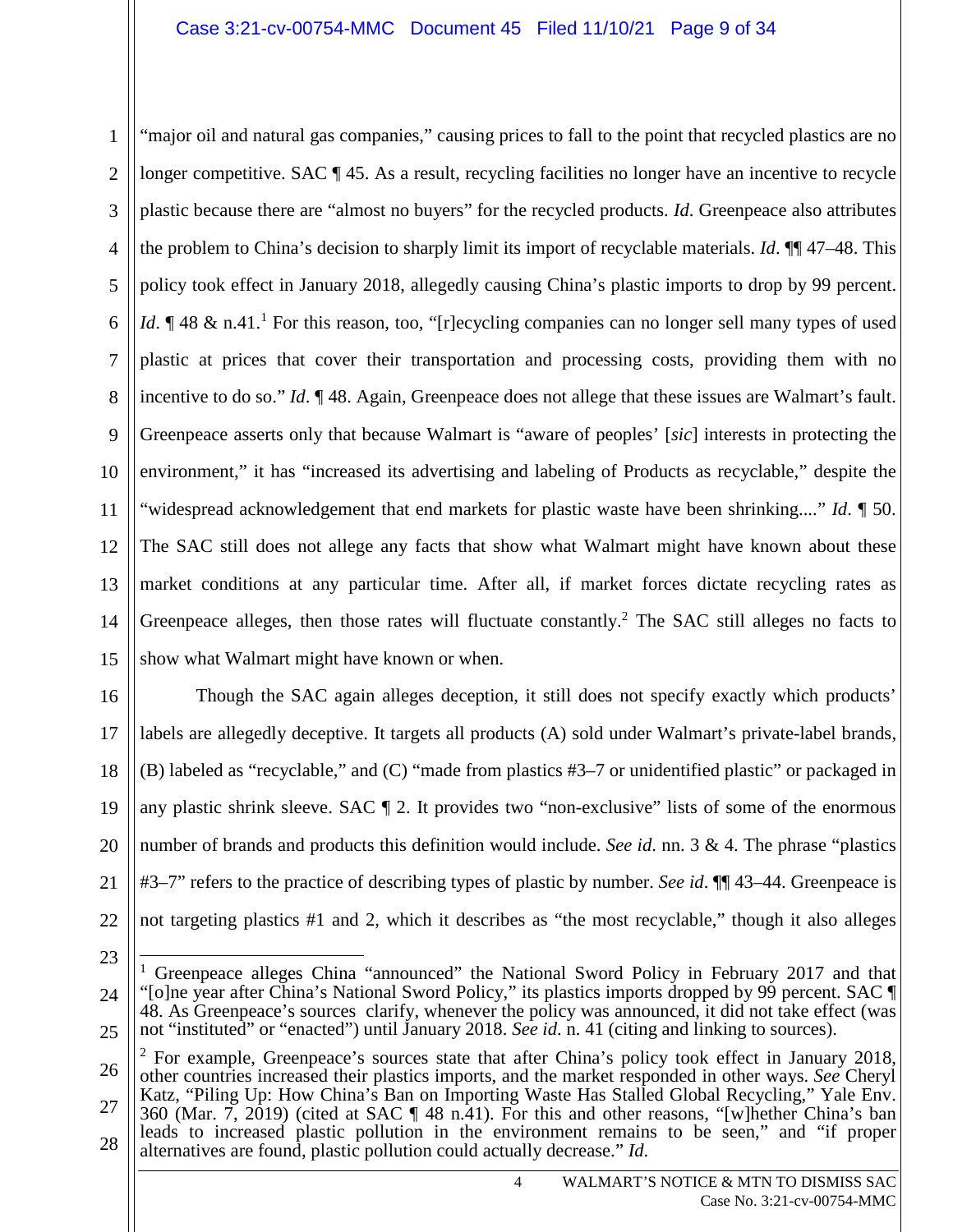"major oil and natural gas companies," causing prices to fall to the point that recycled plastics are no longer competitive. SAC ¶ 45. As a result, recycling facilities no longer have an incentive to recycle plastic because there are "almost no buyers" for the recycled products. *Id.* Greenpeace also attributes the problem to China's decision to sharply limit its import of recyclable materials. *Id*. ¶¶ 47–48. This policy took effect in January 2018, allegedly causing China's plastic imports to drop by 99 percent. *Id*. ¶ 48 & n.41.[1] For this reason, too, "[r]ecycling companies can no longer sell many types of used plastic at prices that cover their transportation and processing costs, providing them with no incentive to do so." *Id*. ¶ 48. Again, Greenpeace does not allege that these issues are Walmart's fault. Greenpeace asserts only that because Walmart is "aware of peoples' [*sic*] interests in protecting the environment," it has "increased its advertising and labeling of Products as recyclable," despite the "widespread acknowledgement that end markets for plastic waste have been shrinking...." *Id*. ¶ 50. The SAC still does not allege any facts that show what Walmart might have known about these market conditions at any particular time. After all, if market forces dictate recycling rates as Greenpeace alleges, then those rates will fluctuate constantly.[2] The SAC still alleges no facts to show what Walmart might have known or when.

Though the SAC again alleges deception, it still does not specify exactly which products' labels are allegedly deceptive. It targets all products (A) sold under Walmart's private-label brands, (B) labeled as "recyclable," and (C) "made from plastics #3–7 or unidentified plastic" or packaged in any plastic shrink sleeve. SAC ¶ 2. It provides two "non-exclusive" lists of some of the enormous number of brands and products this definition would include. *See id*. nn. 3 & 4. The phrase "plastics #3–7" refers to the practice of describing types of plastic by number. *See id*. ¶¶ 43–44. Greenpeace is not targeting plastics #1 and 2, which it describes as "the most recyclable," though it also alleges

---

[1] Greenpeace alleges China "announced" the National Sword Policy in February 2017 and that "[o]ne year after China's National Sword Policy," its plastics imports dropped by 99 percent. SAC ¶ 48. As Greenpeace's sources clarify, whenever the policy was announced, it did not take effect (was not "instituted" or "enacted") until January 2018. *See id*. n. 41 (citing and linking to sources).

[2] For example, Greenpeace's sources state that after China's policy took effect in January 2018, other countries increased their plastics imports, and the market responded in other ways. *See* Cheryl Katz, "Piling Up: How China's Ban on Importing Waste Has Stalled Global Recycling," Yale Env. 360 (Mar. 7, 2019) (cited at SAC ¶ 48 n.41). For this and other reasons, "[w]hether China's ban leads to increased plastic pollution in the environment remains to be seen," and "if proper alternatives are found, plastic pollution could actually decrease." *Id*.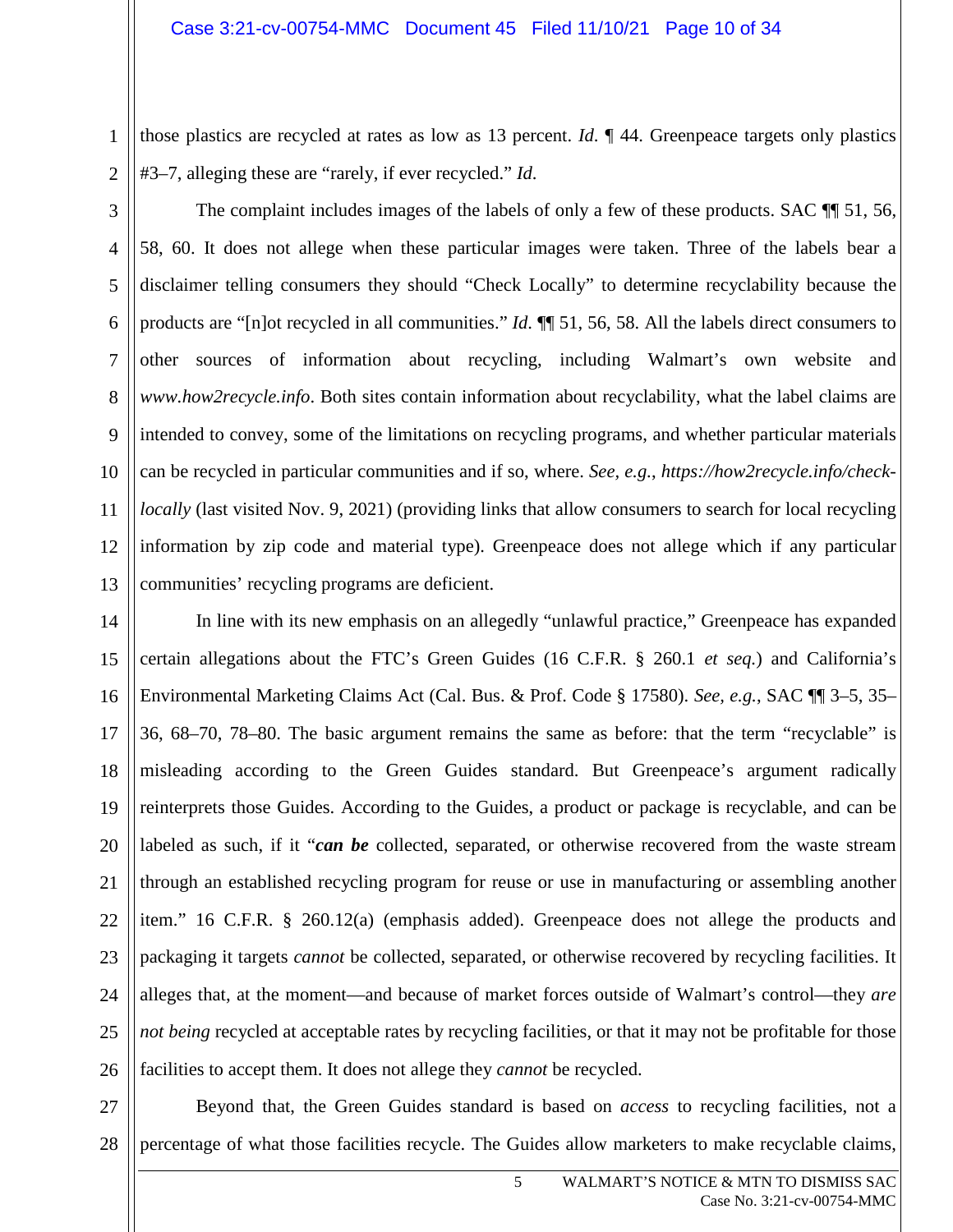those plastics are recycled at rates as low as 13 percent. *Id.* ¶ 44. Greenpeace targets only plastics #3–7, alleging these are "rarely, if ever recycled." *Id.*

The complaint includes images of the labels of only a few of these products. SAC ¶¶ 51, 56, 58, 60. It does not allege when these particular images were taken. Three of the labels bear a disclaimer telling consumers they should "Check Locally" to determine recyclability because the products are "[n]ot recycled in all communities." *Id.* ¶¶ 51, 56, 58. All the labels direct consumers to other sources of information about recycling, including Walmart's own website and *www.how2recycle.info*. Both sites contain information about recyclability, what the label claims are intended to convey, some of the limitations on recycling programs, and whether particular materials can be recycled in particular communities and if so, where. *See, e.g.*, *https://how2recycle.info/check-locally* (last visited Nov. 9, 2021) (providing links that allow consumers to search for local recycling information by zip code and material type). Greenpeace does not allege which if any particular communities' recycling programs are deficient.

In line with its new emphasis on an allegedly "unlawful practice," Greenpeace has expanded certain allegations about the FTC's Green Guides (16 C.F.R. § 260.1 *et seq.*) and California's Environmental Marketing Claims Act (Cal. Bus. & Prof. Code § 17580). *See, e.g.*, SAC ¶¶ 3–5, 35–36, 68–70, 78–80. The basic argument remains the same as before: that the term "recyclable" is misleading according to the Green Guides standard. But Greenpeace's argument radically reinterprets those Guides. According to the Guides, a product or package is recyclable, and can be labeled as such, if it "***can be*** collected, separated, or otherwise recovered from the waste stream through an established recycling program for reuse or use in manufacturing or assembling another item." 16 C.F.R. § 260.12(a) (emphasis added). Greenpeace does not allege the products and packaging it targets *cannot* be collected, separated, or otherwise recovered by recycling facilities. It alleges that, at the moment—and because of market forces outside of Walmart's control—they *are not being* recycled at acceptable rates by recycling facilities, or that it may not be profitable for those facilities to accept them. It does not allege they *cannot* be recycled.

Beyond that, the Green Guides standard is based on *access* to recycling facilities, not a percentage of what those facilities recycle. The Guides allow marketers to make recyclable claims,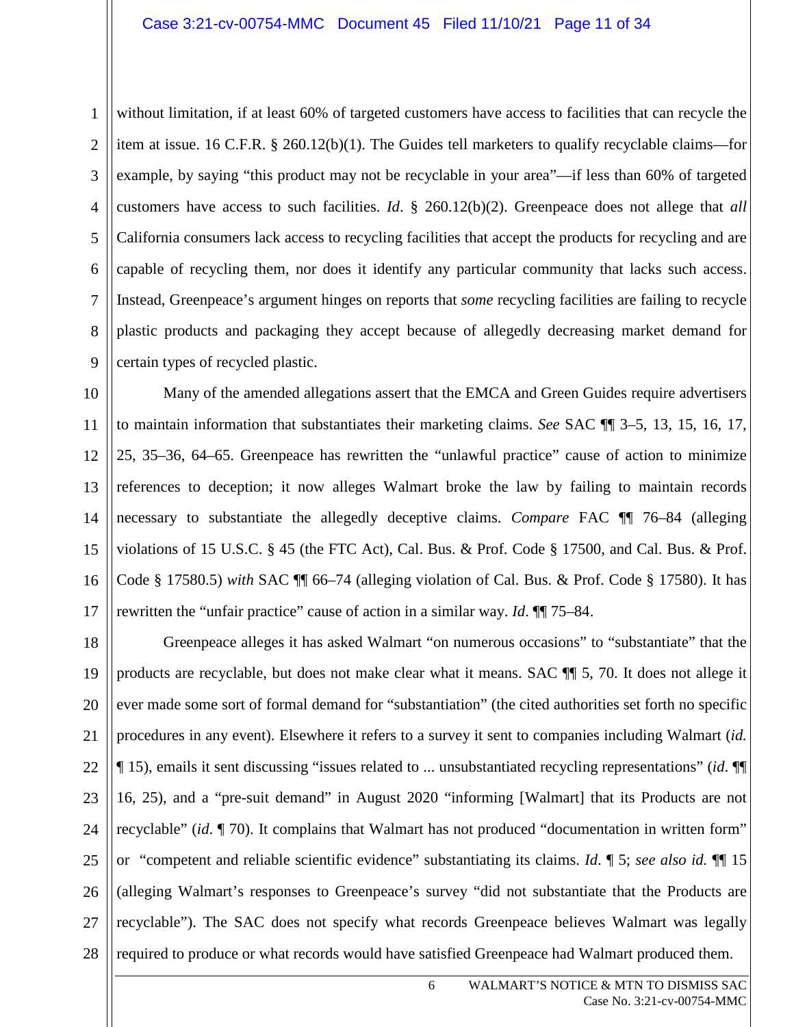without limitation, if at least 60% of targeted customers have access to facilities that can recycle the item at issue. 16 C.F.R. § 260.12(b)(1). The Guides tell marketers to qualify recyclable claims—for example, by saying "this product may not be recyclable in your area"—if less than 60% of targeted customers have access to such facilities. *Id*. § 260.12(b)(2). Greenpeace does not allege that *all* California consumers lack access to recycling facilities that accept the products for recycling and are capable of recycling them, nor does it identify any particular community that lacks such access. Instead, Greenpeace's argument hinges on reports that *some* recycling facilities are failing to recycle plastic products and packaging they accept because of allegedly decreasing market demand for certain types of recycled plastic.

Many of the amended allegations assert that the EMCA and Green Guides require advertisers to maintain information that substantiates their marketing claims. *See* SAC ¶¶ 3–5, 13, 15, 16, 17, 25, 35–36, 64–65. Greenpeace has rewritten the "unlawful practice" cause of action to minimize references to deception; it now alleges Walmart broke the law by failing to maintain records necessary to substantiate the allegedly deceptive claims. *Compare* FAC ¶¶ 76–84 (alleging violations of 15 U.S.C. § 45 (the FTC Act), Cal. Bus. & Prof. Code § 17500, and Cal. Bus. & Prof. Code § 17580.5) *with* SAC ¶¶ 66–74 (alleging violation of Cal. Bus. & Prof. Code § 17580). It has rewritten the "unfair practice" cause of action in a similar way. *Id*. ¶¶ 75–84.

Greenpeace alleges it has asked Walmart "on numerous occasions" to "substantiate" that the products are recyclable, but does not make clear what it means. SAC ¶¶ 5, 70. It does not allege it ever made some sort of formal demand for "substantiation" (the cited authorities set forth no specific procedures in any event). Elsewhere it refers to a survey it sent to companies including Walmart (*id.* ¶ 15), emails it sent discussing "issues related to ... unsubstantiated recycling representations" (*id*. ¶¶ 16, 25), and a "pre-suit demand" in August 2020 "informing [Walmart] that its Products are not recyclable" (*id*. ¶ 70). It complains that Walmart has not produced "documentation in written form" or "competent and reliable scientific evidence" substantiating its claims. *Id*. ¶ 5; *see also id.* ¶¶ 15 (alleging Walmart's responses to Greenpeace's survey "did not substantiate that the Products are recyclable"). The SAC does not specify what records Greenpeace believes Walmart was legally required to produce or what records would have satisfied Greenpeace had Walmart produced them.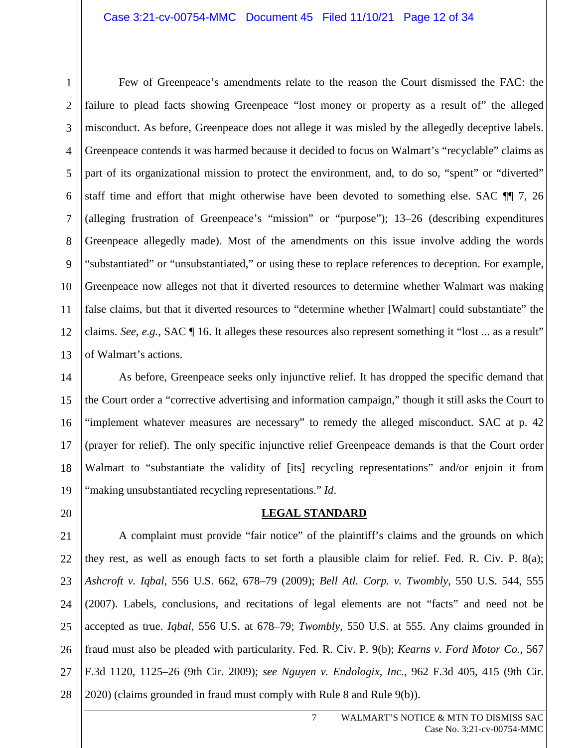Few of Greenpeace's amendments relate to the reason the Court dismissed the FAC: the failure to plead facts showing Greenpeace "lost money or property as a result of" the alleged misconduct. As before, Greenpeace does not allege it was misled by the allegedly deceptive labels. Greenpeace contends it was harmed because it decided to focus on Walmart's "recyclable" claims as part of its organizational mission to protect the environment, and, to do so, "spent" or "diverted" staff time and effort that might otherwise have been devoted to something else. SAC ¶¶ 7, 26 (alleging frustration of Greenpeace's "mission" or "purpose"); 13–26 (describing expenditures Greenpeace allegedly made). Most of the amendments on this issue involve adding the words "substantiated" or "unsubstantiated," or using these to replace references to deception. For example, Greenpeace now alleges not that it diverted resources to determine whether Walmart was making false claims, but that it diverted resources to "determine whether [Walmart] could substantiate" the claims. *See, e.g.*, SAC ¶ 16. It alleges these resources also represent something it "lost ... as a result" of Walmart's actions.

As before, Greenpeace seeks only injunctive relief. It has dropped the specific demand that the Court order a "corrective advertising and information campaign," though it still asks the Court to "implement whatever measures are necessary" to remedy the alleged misconduct. SAC at p. 42 (prayer for relief). The only specific injunctive relief Greenpeace demands is that the Court order Walmart to "substantiate the validity of [its] recycling representations" and/or enjoin it from "making unsubstantiated recycling representations." *Id*.

## LEGAL STANDARD

A complaint must provide "fair notice" of the plaintiff's claims and the grounds on which they rest, as well as enough facts to set forth a plausible claim for relief. Fed. R. Civ. P. 8(a); *Ashcroft v. Iqbal*, 556 U.S. 662, 678–79 (2009); *Bell Atl. Corp. v. Twombly*, 550 U.S. 544, 555 (2007). Labels, conclusions, and recitations of legal elements are not "facts" and need not be accepted as true. *Iqbal*, 556 U.S. at 678–79; *Twombly*, 550 U.S. at 555. Any claims grounded in fraud must also be pleaded with particularity. Fed. R. Civ. P. 9(b); *Kearns v. Ford Motor Co.*, 567 F.3d 1120, 1125–26 (9th Cir. 2009); *see Nguyen v. Endologix, Inc.*, 962 F.3d 405, 415 (9th Cir. 2020) (claims grounded in fraud must comply with Rule 8 and Rule 9(b)).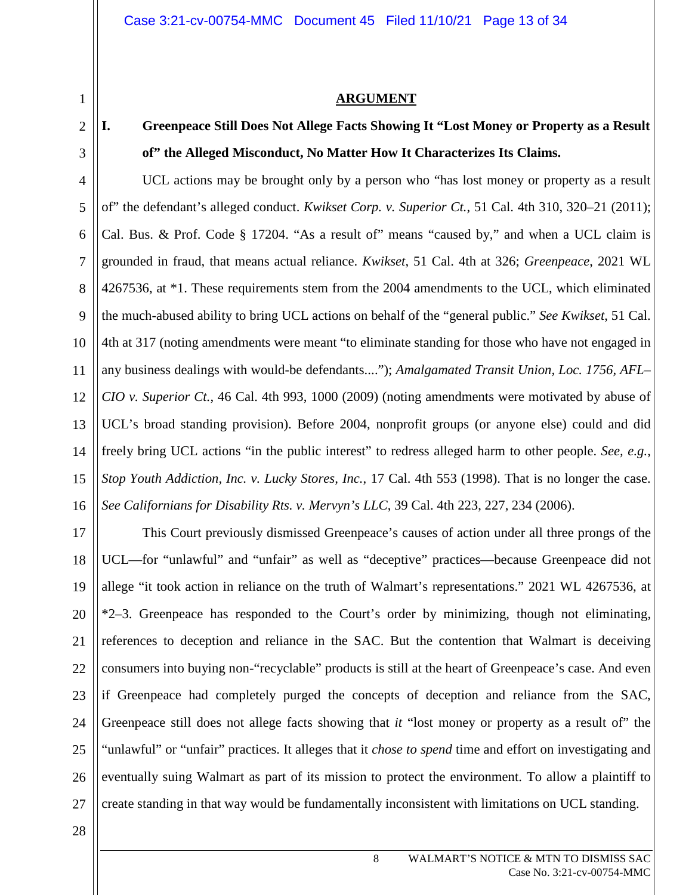## ARGUMENT

### I. Greenpeace Still Does Not Allege Facts Showing It "Lost Money or Property as a Result of" the Alleged Misconduct, No Matter How It Characterizes Its Claims.

UCL actions may be brought only by a person who "has lost money or property as a result of" the defendant's alleged conduct. *Kwikset Corp. v. Superior Ct.*, 51 Cal. 4th 310, 320–21 (2011); Cal. Bus. & Prof. Code § 17204. "As a result of" means "caused by," and when a UCL claim is grounded in fraud, that means actual reliance. *Kwikset*, 51 Cal. 4th at 326; *Greenpeace*, 2021 WL 4267536, at *1. These requirements stem from the 2004 amendments to the UCL, which eliminated the much-abused ability to bring UCL actions on behalf of the "general public." *See Kwikset*, 51 Cal. 4th at 317 (noting amendments were meant "to eliminate standing for those who have not engaged in any business dealings with would-be defendants...."); *Amalgamated Transit Union, Loc. 1756, AFL–CIO v. Superior Ct.*, 46 Cal. 4th 993, 1000 (2009) (noting amendments were motivated by abuse of UCL's broad standing provision). Before 2004, nonprofit groups (or anyone else) could and did freely bring UCL actions "in the public interest" to redress alleged harm to other people. *See, e.g.*, *Stop Youth Addiction, Inc. v. Lucky Stores, Inc.*, 17 Cal. 4th 553 (1998). That is no longer the case. *See Californians for Disability Rts. v. Mervyn's LLC*, 39 Cal. 4th 223, 227, 234 (2006).

This Court previously dismissed Greenpeace's causes of action under all three prongs of the UCL—for "unlawful" and "unfair" as well as "deceptive" practices—because Greenpeace did not allege "it took action in reliance on the truth of Walmart's representations." 2021 WL 4267536, at *2–3. Greenpeace has responded to the Court's order by minimizing, though not eliminating, references to deception and reliance in the SAC. But the contention that Walmart is deceiving consumers into buying non-"recyclable" products is still at the heart of Greenpeace's case. And even if Greenpeace had completely purged the concepts of deception and reliance from the SAC, Greenpeace still does not allege facts showing that *it* "lost money or property as a result of" the "unlawful" or "unfair" practices. It alleges that it *chose to spend* time and effort on investigating and eventually suing Walmart as part of its mission to protect the environment. To allow a plaintiff to create standing in that way would be fundamentally inconsistent with limitations on UCL standing.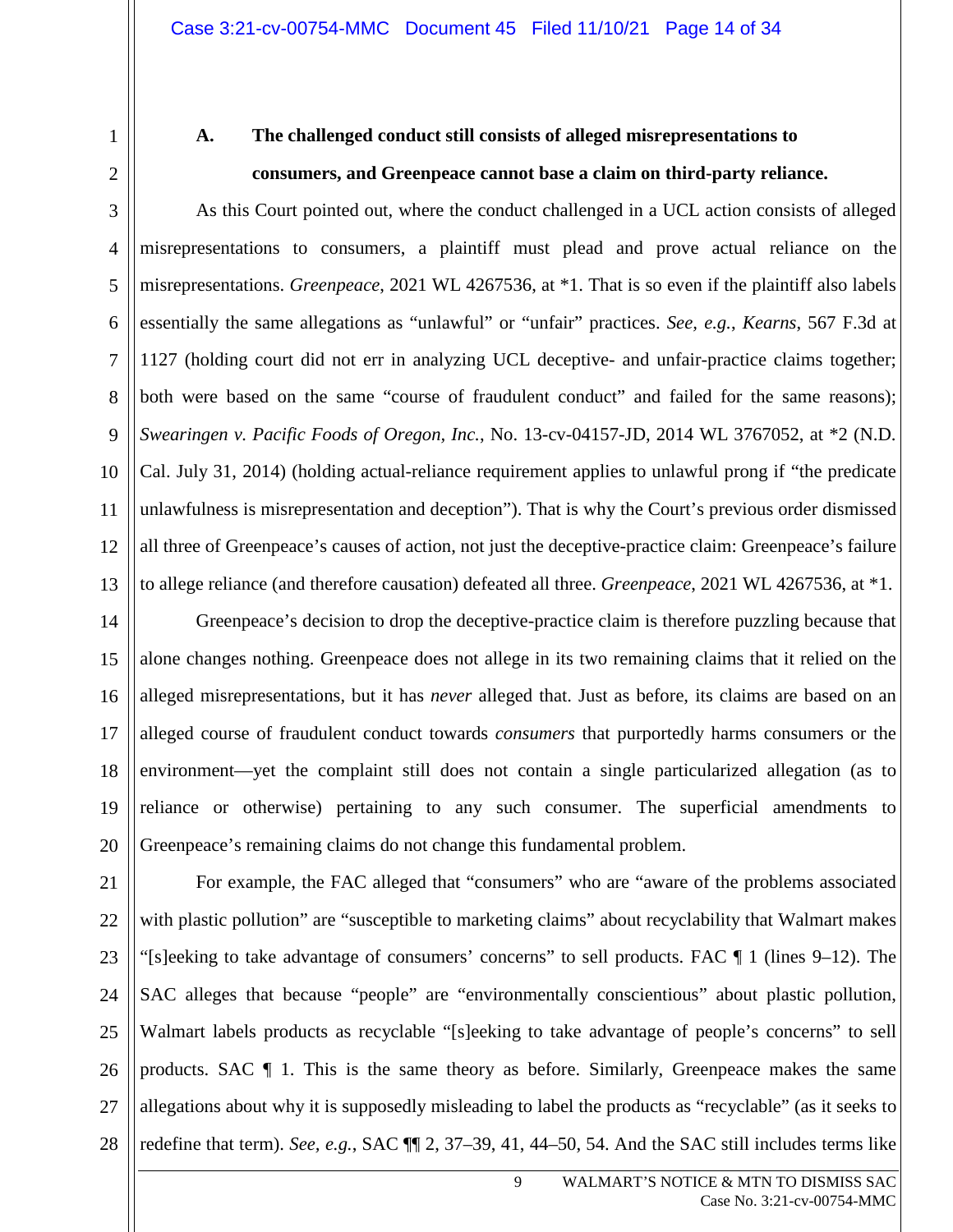### A. The challenged conduct still consists of alleged misrepresentations to consumers, and Greenpeace cannot base a claim on third-party reliance.

As this Court pointed out, where the conduct challenged in a UCL action consists of alleged misrepresentations to consumers, a plaintiff must plead and prove actual reliance on the misrepresentations. *Greenpeace*, 2021 WL 4267536, at *1. That is so even if the plaintiff also labels essentially the same allegations as "unlawful" or "unfair" practices. *See, e.g.*, *Kearns*, 567 F.3d at 1127 (holding court did not err in analyzing UCL deceptive- and unfair-practice claims together; both were based on the same "course of fraudulent conduct" and failed for the same reasons); *Swearingen v. Pacific Foods of Oregon, Inc.*, No. 13-cv-04157-JD, 2014 WL 3767052, at *2 (N.D. Cal. July 31, 2014) (holding actual-reliance requirement applies to unlawful prong if "the predicate unlawfulness is misrepresentation and deception"). That is why the Court's previous order dismissed all three of Greenpeace's causes of action, not just the deceptive-practice claim: Greenpeace's failure to allege reliance (and therefore causation) defeated all three. *Greenpeace*, 2021 WL 4267536, at *1.

Greenpeace's decision to drop the deceptive-practice claim is therefore puzzling because that alone changes nothing. Greenpeace does not allege in its two remaining claims that it relied on the alleged misrepresentations, but it has *never* alleged that. Just as before, its claims are based on an alleged course of fraudulent conduct towards *consumers* that purportedly harms consumers or the environment—yet the complaint still does not contain a single particularized allegation (as to reliance or otherwise) pertaining to any such consumer. The superficial amendments to Greenpeace's remaining claims do not change this fundamental problem.

For example, the FAC alleged that "consumers" who are "aware of the problems associated with plastic pollution" are "susceptible to marketing claims" about recyclability that Walmart makes "[s]eeking to take advantage of consumers' concerns" to sell products. FAC ¶ 1 (lines 9–12). The SAC alleges that because "people" are "environmentally conscientious" about plastic pollution, Walmart labels products as recyclable "[s]eeking to take advantage of people's concerns" to sell products. SAC ¶ 1. This is the same theory as before. Similarly, Greenpeace makes the same allegations about why it is supposedly misleading to label the products as "recyclable" (as it seeks to redefine that term). *See, e.g.*, SAC ¶¶ 2, 37–39, 41, 44–50, 54. And the SAC still includes terms like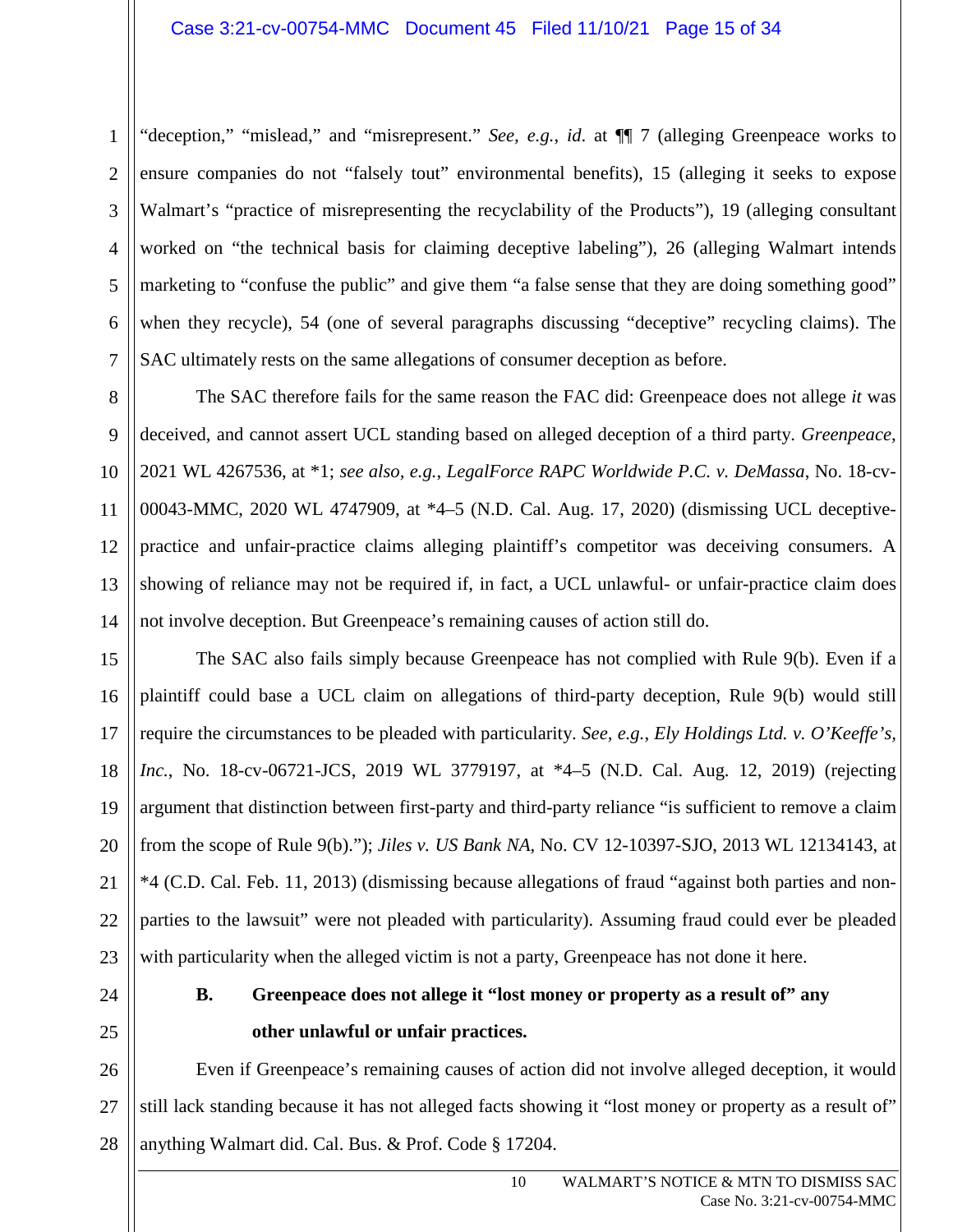"deception," "mislead," and "misrepresent." *See, e.g.*, *id.* at ¶¶ 7 (alleging Greenpeace works to ensure companies do not "falsely tout" environmental benefits), 15 (alleging it seeks to expose Walmart's "practice of misrepresenting the recyclability of the Products"), 19 (alleging consultant worked on "the technical basis for claiming deceptive labeling"), 26 (alleging Walmart intends marketing to "confuse the public" and give them "a false sense that they are doing something good" when they recycle), 54 (one of several paragraphs discussing "deceptive" recycling claims). The SAC ultimately rests on the same allegations of consumer deception as before.

The SAC therefore fails for the same reason the FAC did: Greenpeace does not allege *it* was deceived, and cannot assert UCL standing based on alleged deception of a third party. *Greenpeace*, 2021 WL 4267536, at *1; *see also, e.g.*, *LegalForce RAPC Worldwide P.C. v. DeMassa*, No. 18-cv-00043-MMC, 2020 WL 4747909, at *4–5 (N.D. Cal. Aug. 17, 2020) (dismissing UCL deceptive-practice and unfair-practice claims alleging plaintiff's competitor was deceiving consumers. A showing of reliance may not be required if, in fact, a UCL unlawful- or unfair-practice claim does not involve deception. But Greenpeace's remaining causes of action still do.

The SAC also fails simply because Greenpeace has not complied with Rule 9(b). Even if a plaintiff could base a UCL claim on allegations of third-party deception, Rule 9(b) would still require the circumstances to be pleaded with particularity. *See, e.g.*, *Ely Holdings Ltd. v. O'Keeffe's, Inc.*, No. 18-cv-06721-JCS, 2019 WL 3779197, at *4–5 (N.D. Cal. Aug. 12, 2019) (rejecting argument that distinction between first-party and third-party reliance "is sufficient to remove a claim from the scope of Rule 9(b)."); *Jiles v. US Bank NA*, No. CV 12-10397-SJO, 2013 WL 12134143, at *4 (C.D. Cal. Feb. 11, 2013) (dismissing because allegations of fraud "against both parties and non-parties to the lawsuit" were not pleaded with particularity). Assuming fraud could ever be pleaded with particularity when the alleged victim is not a party, Greenpeace has not done it here.

### B. Greenpeace does not allege it "lost money or property as a result of" any other unlawful or unfair practices.

Even if Greenpeace's remaining causes of action did not involve alleged deception, it would still lack standing because it has not alleged facts showing it "lost money or property as a result of" anything Walmart did. Cal. Bus. & Prof. Code § 17204.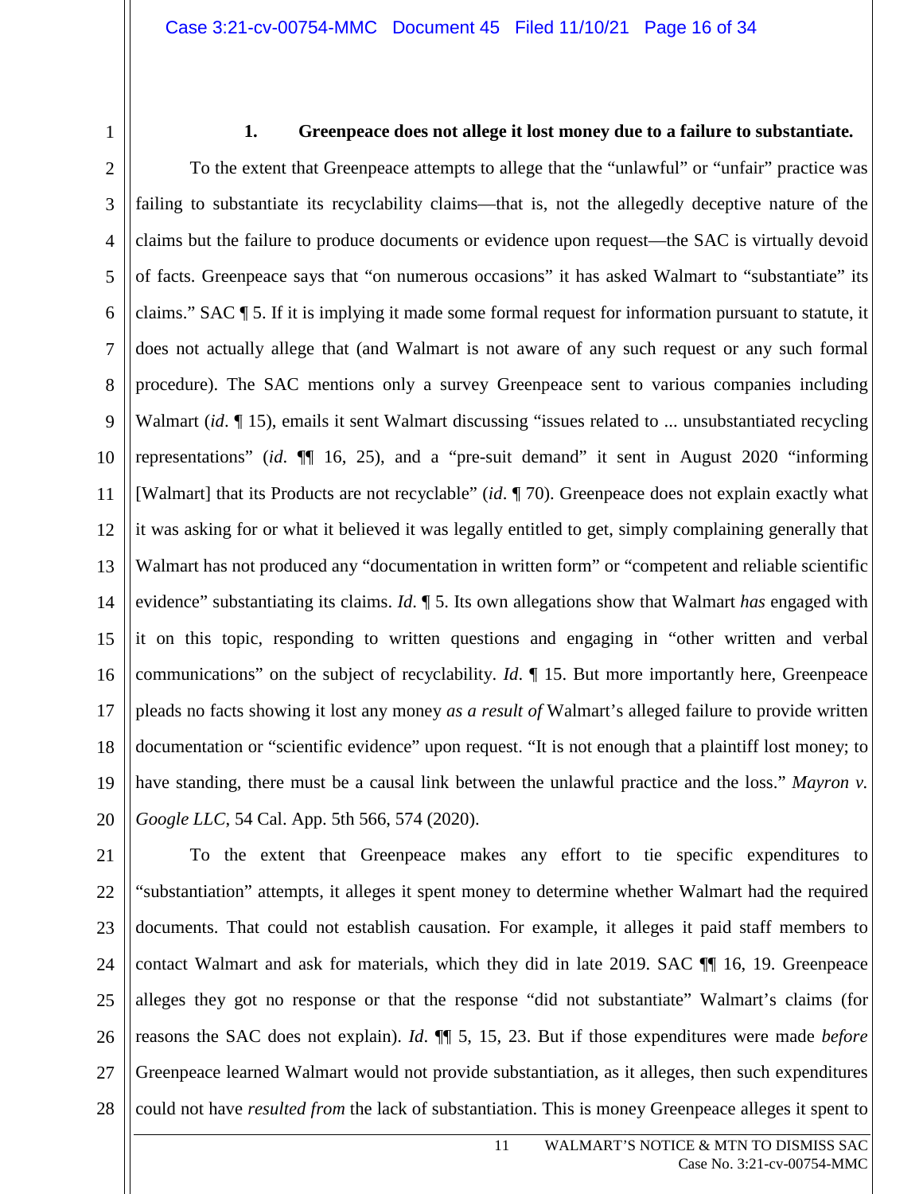### 1. Greenpeace does not allege it lost money due to a failure to substantiate.

To the extent that Greenpeace attempts to allege that the "unlawful" or "unfair" practice was failing to substantiate its recyclability claims—that is, not the allegedly deceptive nature of the claims but the failure to produce documents or evidence upon request—the SAC is virtually devoid of facts. Greenpeace says that "on numerous occasions" it has asked Walmart to "substantiate" its claims." SAC ¶ 5. If it is implying it made some formal request for information pursuant to statute, it does not actually allege that (and Walmart is not aware of any such request or any such formal procedure). The SAC mentions only a survey Greenpeace sent to various companies including Walmart (*id*. ¶ 15), emails it sent Walmart discussing "issues related to ... unsubstantiated recycling representations" (*id*. ¶¶ 16, 25), and a "pre-suit demand" it sent in August 2020 "informing [Walmart] that its Products are not recyclable" (*id*. ¶ 70). Greenpeace does not explain exactly what it was asking for or what it believed it was legally entitled to get, simply complaining generally that Walmart has not produced any "documentation in written form" or "competent and reliable scientific evidence" substantiating its claims. *Id*. ¶ 5. Its own allegations show that Walmart *has* engaged with it on this topic, responding to written questions and engaging in "other written and verbal communications" on the subject of recyclability. *Id*. ¶ 15. But more importantly here, Greenpeace pleads no facts showing it lost any money *as a result of* Walmart's alleged failure to provide written documentation or "scientific evidence" upon request. "It is not enough that a plaintiff lost money; to have standing, there must be a causal link between the unlawful practice and the loss." *Mayron v. Google LLC*, 54 Cal. App. 5th 566, 574 (2020).

To the extent that Greenpeace makes any effort to tie specific expenditures to "substantiation" attempts, it alleges it spent money to determine whether Walmart had the required documents. That could not establish causation. For example, it alleges it paid staff members to contact Walmart and ask for materials, which they did in late 2019. SAC ¶¶ 16, 19. Greenpeace alleges they got no response or that the response "did not substantiate" Walmart's claims (for reasons the SAC does not explain). *Id*. ¶¶ 5, 15, 23. But if those expenditures were made *before* Greenpeace learned Walmart would not provide substantiation, as it alleges, then such expenditures could not have *resulted from* the lack of substantiation. This is money Greenpeace alleges it spent to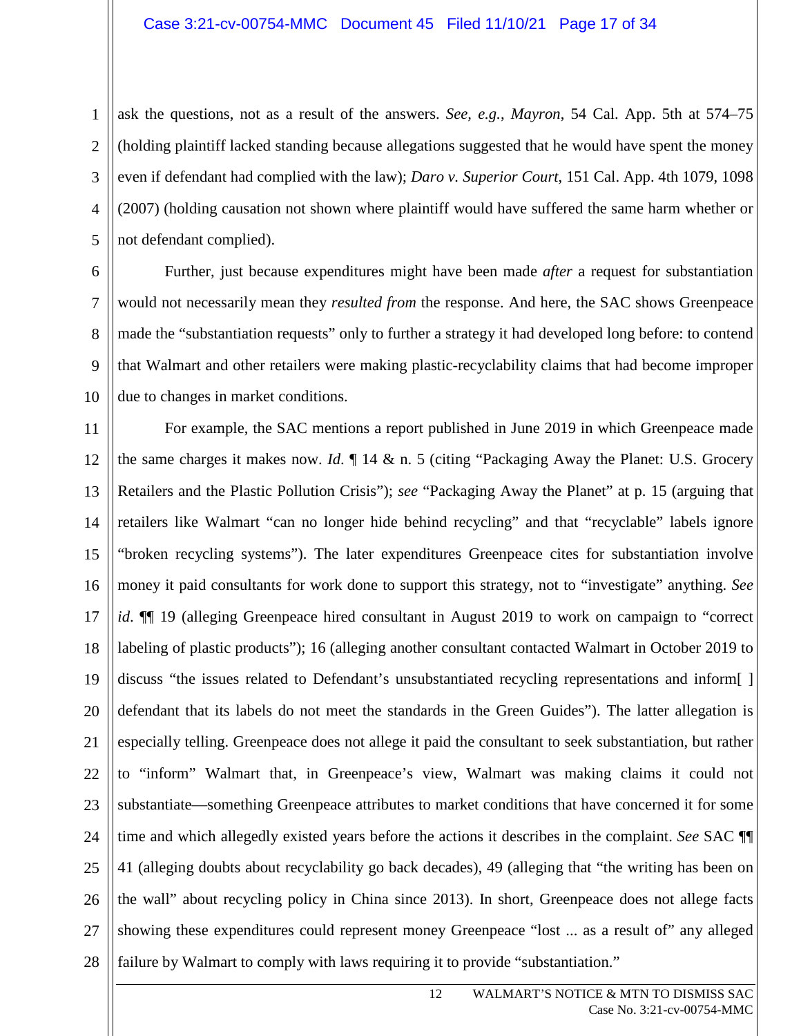ask the questions, not as a result of the answers. *See, e.g.*, *Mayron*, 54 Cal. App. 5th at 574–75 (holding plaintiff lacked standing because allegations suggested that he would have spent the money even if defendant had complied with the law); *Daro v. Superior Court*, 151 Cal. App. 4th 1079, 1098 (2007) (holding causation not shown where plaintiff would have suffered the same harm whether or not defendant complied).

Further, just because expenditures might have been made *after* a request for substantiation would not necessarily mean they *resulted from* the response. And here, the SAC shows Greenpeace made the "substantiation requests" only to further a strategy it had developed long before: to contend that Walmart and other retailers were making plastic-recyclability claims that had become improper due to changes in market conditions.

For example, the SAC mentions a report published in June 2019 in which Greenpeace made the same charges it makes now. *Id.* ¶ 14 & n. 5 (citing "Packaging Away the Planet: U.S. Grocery Retailers and the Plastic Pollution Crisis"); *see* "Packaging Away the Planet" at p. 15 (arguing that retailers like Walmart "can no longer hide behind recycling" and that "recyclable" labels ignore "broken recycling systems"). The later expenditures Greenpeace cites for substantiation involve money it paid consultants for work done to support this strategy, not to "investigate" anything. *See id.* ¶¶ 19 (alleging Greenpeace hired consultant in August 2019 to work on campaign to "correct labeling of plastic products"); 16 (alleging another consultant contacted Walmart in October 2019 to discuss "the issues related to Defendant's unsubstantiated recycling representations and inform[ ] defendant that its labels do not meet the standards in the Green Guides"). The latter allegation is especially telling. Greenpeace does not allege it paid the consultant to seek substantiation, but rather to "inform" Walmart that, in Greenpeace's view, Walmart was making claims it could not substantiate—something Greenpeace attributes to market conditions that have concerned it for some time and which allegedly existed years before the actions it describes in the complaint. *See* SAC ¶¶ 41 (alleging doubts about recyclability go back decades), 49 (alleging that "the writing has been on the wall" about recycling policy in China since 2013). In short, Greenpeace does not allege facts showing these expenditures could represent money Greenpeace "lost ... as a result of" any alleged failure by Walmart to comply with laws requiring it to provide "substantiation."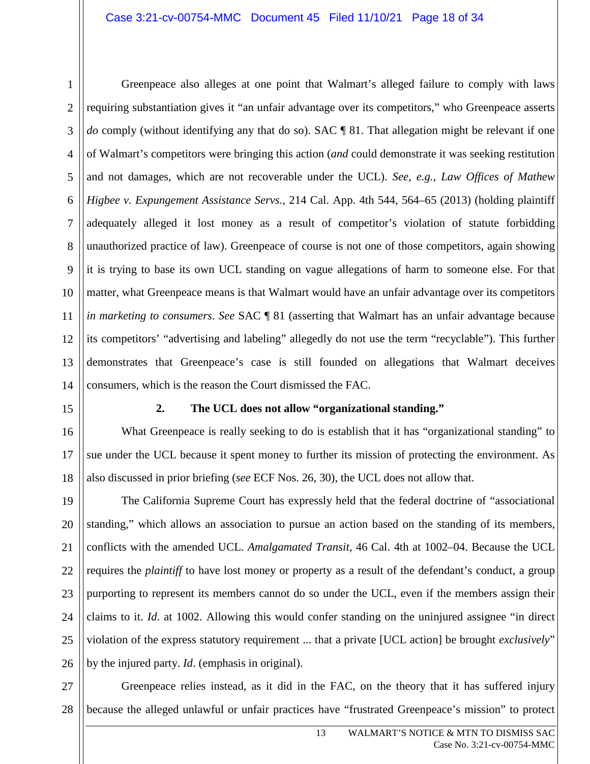Greenpeace also alleges at one point that Walmart's alleged failure to comply with laws requiring substantiation gives it "an unfair advantage over its competitors," who Greenpeace asserts *do* comply (without identifying any that do so). SAC ¶ 81. That allegation might be relevant if one of Walmart's competitors were bringing this action (*and* could demonstrate it was seeking restitution and not damages, which are not recoverable under the UCL). *See, e.g., Law Offices of Mathew Higbee v. Expungement Assistance Servs.*, 214 Cal. App. 4th 544, 564–65 (2013) (holding plaintiff adequately alleged it lost money as a result of competitor's violation of statute forbidding unauthorized practice of law). Greenpeace of course is not one of those competitors, again showing it is trying to base its own UCL standing on vague allegations of harm to someone else. For that matter, what Greenpeace means is that Walmart would have an unfair advantage over its competitors *in marketing to consumers*. *See* SAC ¶ 81 (asserting that Walmart has an unfair advantage because its competitors' "advertising and labeling" allegedly do not use the term "recyclable"). This further demonstrates that Greenpeace's case is still founded on allegations that Walmart deceives consumers, which is the reason the Court dismissed the FAC.

### 2. The UCL does not allow "organizational standing."

What Greenpeace is really seeking to do is establish that it has "organizational standing" to sue under the UCL because it spent money to further its mission of protecting the environment. As also discussed in prior briefing (*see* ECF Nos. 26, 30), the UCL does not allow that.

The California Supreme Court has expressly held that the federal doctrine of "associational standing," which allows an association to pursue an action based on the standing of its members, conflicts with the amended UCL. *Amalgamated Transit*, 46 Cal. 4th at 1002–04. Because the UCL requires the *plaintiff* to have lost money or property as a result of the defendant's conduct, a group purporting to represent its members cannot do so under the UCL, even if the members assign their claims to it. *Id.* at 1002. Allowing this would confer standing on the uninjured assignee "in direct violation of the express statutory requirement ... that a private [UCL action] be brought *exclusively*" by the injured party. *Id.* (emphasis in original).

Greenpeace relies instead, as it did in the FAC, on the theory that it has suffered injury because the alleged unlawful or unfair practices have "frustrated Greenpeace's mission" to protect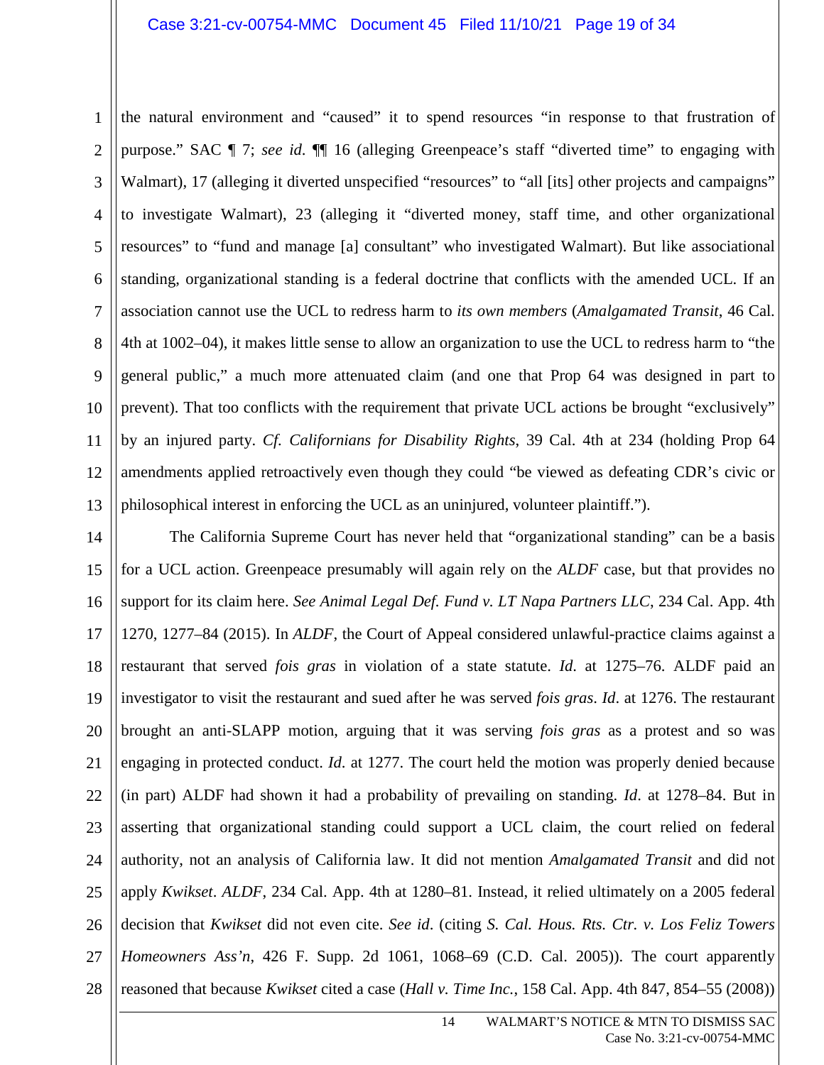the natural environment and "caused" it to spend resources "in response to that frustration of purpose." SAC ¶ 7; *see id.* ¶¶ 16 (alleging Greenpeace's staff "diverted time" to engaging with Walmart), 17 (alleging it diverted unspecified "resources" to "all [its] other projects and campaigns" to investigate Walmart), 23 (alleging it "diverted money, staff time, and other organizational resources" to "fund and manage [a] consultant" who investigated Walmart). But like associational standing, organizational standing is a federal doctrine that conflicts with the amended UCL. If an association cannot use the UCL to redress harm to *its own members* (*Amalgamated Transit*, 46 Cal. 4th at 1002–04), it makes little sense to allow an organization to use the UCL to redress harm to "the general public," a much more attenuated claim (and one that Prop 64 was designed in part to prevent). That too conflicts with the requirement that private UCL actions be brought "exclusively" by an injured party. *Cf. Californians for Disability Rights*, 39 Cal. 4th at 234 (holding Prop 64 amendments applied retroactively even though they could "be viewed as defeating CDR's civic or philosophical interest in enforcing the UCL as an uninjured, volunteer plaintiff.").

The California Supreme Court has never held that "organizational standing" can be a basis for a UCL action. Greenpeace presumably will again rely on the *ALDF* case, but that provides no support for its claim here. *See Animal Legal Def. Fund v. LT Napa Partners LLC*, 234 Cal. App. 4th 1270, 1277–84 (2015). In *ALDF*, the Court of Appeal considered unlawful-practice claims against a restaurant that served *fois gras* in violation of a state statute. *Id*. at 1275–76. ALDF paid an investigator to visit the restaurant and sued after he was served *fois gras*. *Id*. at 1276. The restaurant brought an anti-SLAPP motion, arguing that it was serving *fois gras* as a protest and so was engaging in protected conduct. *Id*. at 1277. The court held the motion was properly denied because (in part) ALDF had shown it had a probability of prevailing on standing. *Id*. at 1278–84. But in asserting that organizational standing could support a UCL claim, the court relied on federal authority, not an analysis of California law. It did not mention *Amalgamated Transit* and did not apply *Kwikset*. *ALDF*, 234 Cal. App. 4th at 1280–81. Instead, it relied ultimately on a 2005 federal decision that *Kwikset* did not even cite. *See id*. (citing *S. Cal. Hous. Rts. Ctr. v. Los Feliz Towers Homeowners Ass'n*, 426 F. Supp. 2d 1061, 1068–69 (C.D. Cal. 2005)). The court apparently reasoned that because *Kwikset* cited a case (*Hall v. Time Inc.*, 158 Cal. App. 4th 847, 854–55 (2008))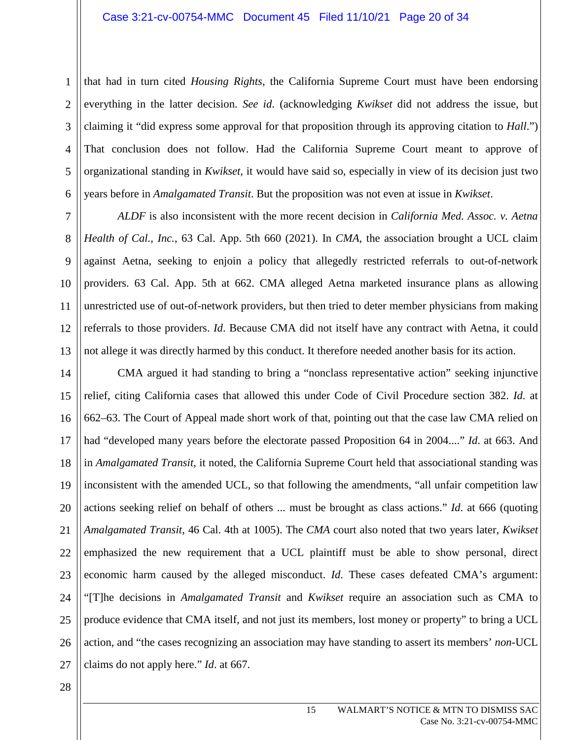that had in turn cited *Housing Rights*, the California Supreme Court must have been endorsing everything in the latter decision. *See id*. (acknowledging *Kwikset* did not address the issue, but claiming it "did express some approval for that proposition through its approving citation to *Hall*.") That conclusion does not follow. Had the California Supreme Court meant to approve of organizational standing in *Kwikset*, it would have said so, especially in view of its decision just two years before in *Amalgamated Transit*. But the proposition was not even at issue in *Kwikset*.

*ALDF* is also inconsistent with the more recent decision in *California Med. Assoc. v. Aetna Health of Cal., Inc.*, 63 Cal. App. 5th 660 (2021). In *CMA*, the association brought a UCL claim against Aetna, seeking to enjoin a policy that allegedly restricted referrals to out-of-network providers. 63 Cal. App. 5th at 662. CMA alleged Aetna marketed insurance plans as allowing unrestricted use of out-of-network providers, but then tried to deter member physicians from making referrals to those providers. *Id*. Because CMA did not itself have any contract with Aetna, it could not allege it was directly harmed by this conduct. It therefore needed another basis for its action.

CMA argued it had standing to bring a "nonclass representative action" seeking injunctive relief, citing California cases that allowed this under Code of Civil Procedure section 382. *Id*. at 662–63. The Court of Appeal made short work of that, pointing out that the case law CMA relied on had "developed many years before the electorate passed Proposition 64 in 2004...." *Id*. at 663. And in *Amalgamated Transit*, it noted, the California Supreme Court held that associational standing was inconsistent with the amended UCL, so that following the amendments, "all unfair competition law actions seeking relief on behalf of others ... must be brought as class actions." *Id*. at 666 (quoting *Amalgamated Transit*, 46 Cal. 4th at 1005). The *CMA* court also noted that two years later, *Kwikset* emphasized the new requirement that a UCL plaintiff must be able to show personal, direct economic harm caused by the alleged misconduct. *Id*. These cases defeated CMA's argument: "[T]he decisions in *Amalgamated Transit* and *Kwikset* require an association such as CMA to produce evidence that CMA itself, and not just its members, lost money or property" to bring a UCL action, and "the cases recognizing an association may have standing to assert its members' *non*-UCL claims do not apply here." *Id*. at 667.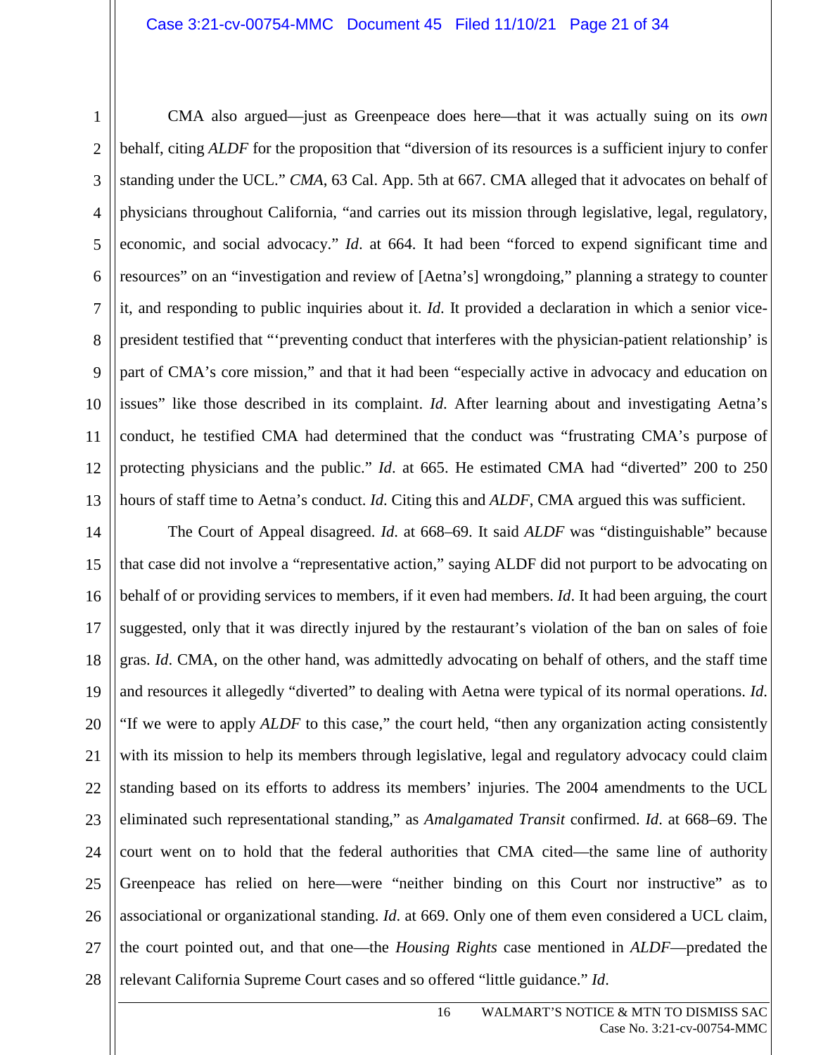CMA also argued—just as Greenpeace does here—that it was actually suing on its *own* behalf, citing *ALDF* for the proposition that "diversion of its resources is a sufficient injury to confer standing under the UCL." *CMA*, 63 Cal. App. 5th at 667. CMA alleged that it advocates on behalf of physicians throughout California, "and carries out its mission through legislative, legal, regulatory, economic, and social advocacy." *Id*. at 664. It had been "forced to expend significant time and resources" on an "investigation and review of [Aetna's] wrongdoing," planning a strategy to counter it, and responding to public inquiries about it. *Id*. It provided a declaration in which a senior vice-president testified that "'preventing conduct that interferes with the physician-patient relationship' is part of CMA's core mission," and that it had been "especially active in advocacy and education on issues" like those described in its complaint. *Id*. After learning about and investigating Aetna's conduct, he testified CMA had determined that the conduct was "frustrating CMA's purpose of protecting physicians and the public." *Id*. at 665. He estimated CMA had "diverted" 200 to 250 hours of staff time to Aetna's conduct. *Id*. Citing this and *ALDF*, CMA argued this was sufficient.

The Court of Appeal disagreed. *Id*. at 668–69. It said *ALDF* was "distinguishable" because that case did not involve a "representative action," saying ALDF did not purport to be advocating on behalf of or providing services to members, if it even had members. *Id*. It had been arguing, the court suggested, only that it was directly injured by the restaurant's violation of the ban on sales of foie gras. *Id*. CMA, on the other hand, was admittedly advocating on behalf of others, and the staff time and resources it allegedly "diverted" to dealing with Aetna were typical of its normal operations. *Id*. "If we were to apply *ALDF* to this case," the court held, "then any organization acting consistently with its mission to help its members through legislative, legal and regulatory advocacy could claim standing based on its efforts to address its members' injuries. The 2004 amendments to the UCL eliminated such representational standing," as *Amalgamated Transit* confirmed. *Id*. at 668–69. The court went on to hold that the federal authorities that CMA cited—the same line of authority Greenpeace has relied on here—were "neither binding on this Court nor instructive" as to associational or organizational standing. *Id*. at 669. Only one of them even considered a UCL claim, the court pointed out, and that one—the *Housing Rights* case mentioned in *ALDF*—predated the relevant California Supreme Court cases and so offered "little guidance." *Id*.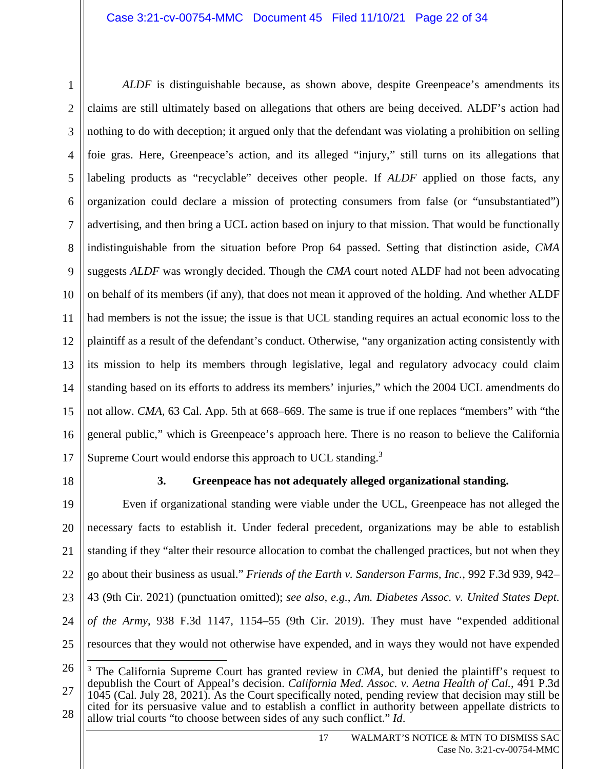*ALDF* is distinguishable because, as shown above, despite Greenpeace's amendments its claims are still ultimately based on allegations that others are being deceived. ALDF's action had nothing to do with deception; it argued only that the defendant was violating a prohibition on selling foie gras. Here, Greenpeace's action, and its alleged "injury," still turns on its allegations that labeling products as "recyclable" deceives other people. If *ALDF* applied on those facts, any organization could declare a mission of protecting consumers from false (or "unsubstantiated") advertising, and then bring a UCL action based on injury to that mission. That would be functionally indistinguishable from the situation before Prop 64 passed. Setting that distinction aside, *CMA* suggests *ALDF* was wrongly decided. Though the *CMA* court noted ALDF had not been advocating on behalf of its members (if any), that does not mean it approved of the holding. And whether ALDF had members is not the issue; the issue is that UCL standing requires an actual economic loss to the plaintiff as a result of the defendant's conduct. Otherwise, "any organization acting consistently with its mission to help its members through legislative, legal and regulatory advocacy could claim standing based on its efforts to address its members' injuries," which the 2004 UCL amendments do not allow. *CMA*, 63 Cal. App. 5th at 668–669. The same is true if one replaces "members" with "the general public," which is Greenpeace's approach here. There is no reason to believe the California Supreme Court would endorse this approach to UCL standing.[3]

### 3. Greenpeace has not adequately alleged organizational standing.

Even if organizational standing were viable under the UCL, Greenpeace has not alleged the necessary facts to establish it. Under federal precedent, organizations may be able to establish standing if they "alter their resource allocation to combat the challenged practices, but not when they go about their business as usual." *Friends of the Earth v. Sanderson Farms, Inc.*, 992 F.3d 939, 942–43 (9th Cir. 2021) (punctuation omitted); *see also, e.g.*, *Am. Diabetes Assoc. v. United States Dept. of the Army*, 938 F.3d 1147, 1154–55 (9th Cir. 2019). They must have "expended additional resources that they would not otherwise have expended, and in ways they would not have expended

---

[3] The California Supreme Court has granted review in *CMA*, but denied the plaintiff's request to depublish the Court of Appeal's decision. *California Med. Assoc. v. Aetna Health of Cal.*, 491 P.3d 1045 (Cal. July 28, 2021). As the Court specifically noted, pending review that decision may still be cited for its persuasive value and to establish a conflict in authority between appellate districts to allow trial courts "to choose between sides of any such conflict." *Id*.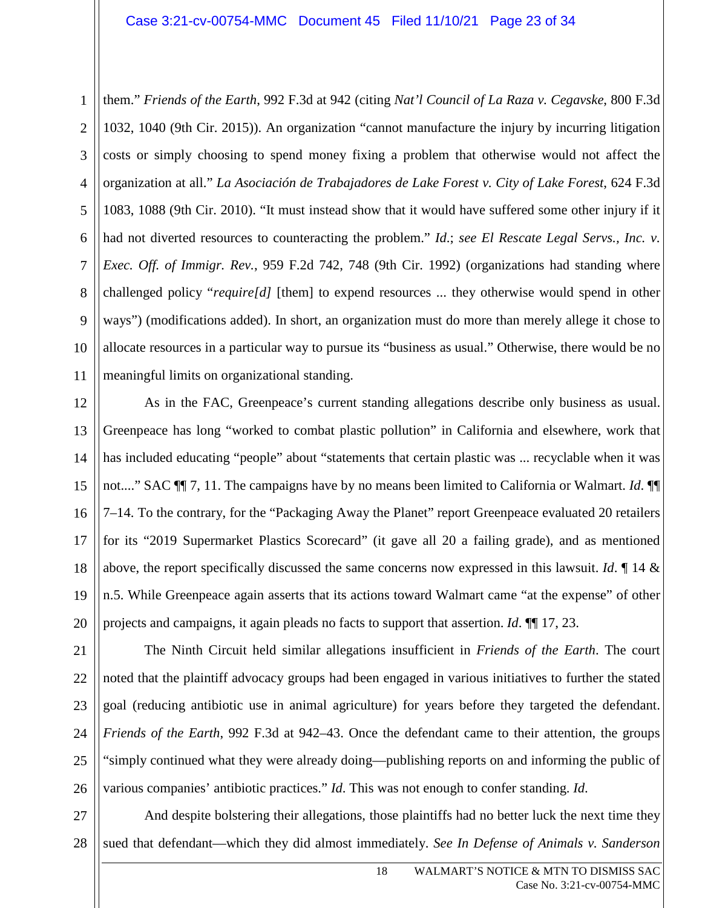them." *Friends of the Earth*, 992 F.3d at 942 (citing *Nat'l Council of La Raza v. Cegavske*, 800 F.3d 1032, 1040 (9th Cir. 2015)). An organization "cannot manufacture the injury by incurring litigation costs or simply choosing to spend money fixing a problem that otherwise would not affect the organization at all." *La Asociación de Trabajadores de Lake Forest v. City of Lake Forest*, 624 F.3d 1083, 1088 (9th Cir. 2010). "It must instead show that it would have suffered some other injury if it had not diverted resources to counteracting the problem." *Id.*; *see El Rescate Legal Servs., Inc. v. Exec. Off. of Immigr. Rev.*, 959 F.2d 742, 748 (9th Cir. 1992) (organizations had standing where challenged policy "*require[d]* [them] to expend resources ... they otherwise would spend in other ways") (modifications added). In short, an organization must do more than merely allege it chose to allocate resources in a particular way to pursue its "business as usual." Otherwise, there would be no meaningful limits on organizational standing.

As in the FAC, Greenpeace's current standing allegations describe only business as usual. Greenpeace has long "worked to combat plastic pollution" in California and elsewhere, work that has included educating "people" about "statements that certain plastic was ... recyclable when it was not...." SAC ¶¶ 7, 11. The campaigns have by no means been limited to California or Walmart. *Id.* ¶¶ 7–14. To the contrary, for the "Packaging Away the Planet" report Greenpeace evaluated 20 retailers for its "2019 Supermarket Plastics Scorecard" (it gave all 20 a failing grade), and as mentioned above, the report specifically discussed the same concerns now expressed in this lawsuit. *Id.* ¶ 14 & n.5. While Greenpeace again asserts that its actions toward Walmart came "at the expense" of other projects and campaigns, it again pleads no facts to support that assertion. *Id.* ¶¶ 17, 23.

The Ninth Circuit held similar allegations insufficient in *Friends of the Earth*. The court noted that the plaintiff advocacy groups had been engaged in various initiatives to further the stated goal (reducing antibiotic use in animal agriculture) for years before they targeted the defendant. *Friends of the Earth*, 992 F.3d at 942–43. Once the defendant came to their attention, the groups "simply continued what they were already doing—publishing reports on and informing the public of various companies' antibiotic practices." *Id.* This was not enough to confer standing. *Id.*

And despite bolstering their allegations, those plaintiffs had no better luck the next time they sued that defendant—which they did almost immediately. *See In Defense of Animals v. Sanderson*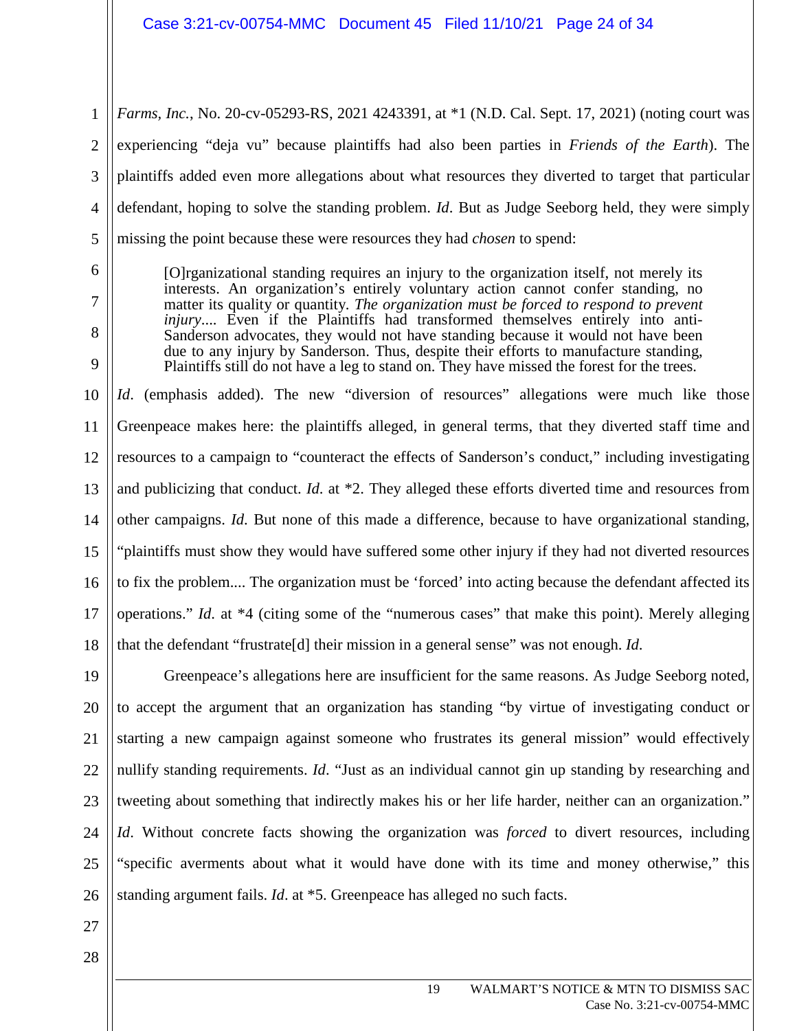*Farms, Inc.*, No. 20-cv-05293-RS, 2021 4243391, at *1 (N.D. Cal. Sept. 17, 2021) (noting court was experiencing "deja vu" because plaintiffs had also been parties in *Friends of the Earth*). The plaintiffs added even more allegations about what resources they diverted to target that particular defendant, hoping to solve the standing problem. *Id*. But as Judge Seeborg held, they were simply missing the point because these were resources they had *chosen* to spend:

> [O]rganizational standing requires an injury to the organization itself, not merely its interests. An organization's entirely voluntary action cannot confer standing, no matter its quality or quantity. *The organization must be forced to respond to prevent injury*.... Even if the Plaintiffs had transformed themselves entirely into anti-Sanderson advocates, they would not have standing because it would not have been due to any injury by Sanderson. Thus, despite their efforts to manufacture standing, Plaintiffs still do not have a leg to stand on. They have missed the forest for the trees.

*Id*. (emphasis added). The new "diversion of resources" allegations were much like those Greenpeace makes here: the plaintiffs alleged, in general terms, that they diverted staff time and resources to a campaign to "counteract the effects of Sanderson's conduct," including investigating and publicizing that conduct. *Id*. at *2. They alleged these efforts diverted time and resources from other campaigns. *Id*. But none of this made a difference, because to have organizational standing, "plaintiffs must show they would have suffered some other injury if they had not diverted resources to fix the problem.... The organization must be 'forced' into acting because the defendant affected its operations." *Id*. at *4 (citing some of the "numerous cases" that make this point). Merely alleging that the defendant "frustrate[d] their mission in a general sense" was not enough. *Id*.

Greenpeace's allegations here are insufficient for the same reasons. As Judge Seeborg noted, to accept the argument that an organization has standing "by virtue of investigating conduct or starting a new campaign against someone who frustrates its general mission" would effectively nullify standing requirements. *Id*. "Just as an individual cannot gin up standing by researching and tweeting about something that indirectly makes his or her life harder, neither can an organization." *Id*. Without concrete facts showing the organization was *forced* to divert resources, including "specific averments about what it would have done with its time and money otherwise," this standing argument fails. *Id*. at *5. Greenpeace has alleged no such facts.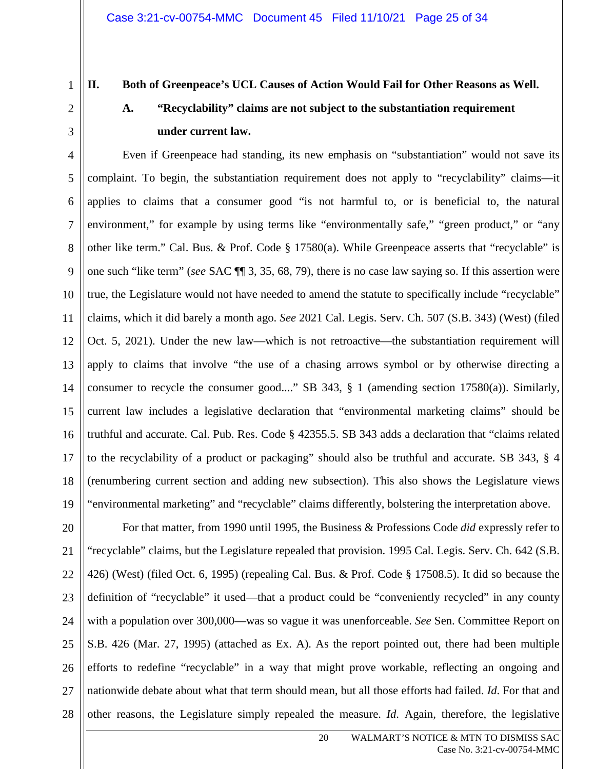## II. Both of Greenpeace's UCL Causes of Action Would Fail for Other Reasons as Well.

### A. "Recyclability" claims are not subject to the substantiation requirement under current law.

Even if Greenpeace had standing, its new emphasis on "substantiation" would not save its complaint. To begin, the substantiation requirement does not apply to "recyclability" claims—it applies to claims that a consumer good "is not harmful to, or is beneficial to, the natural environment," for example by using terms like "environmentally safe," "green product," or "any other like term." Cal. Bus. & Prof. Code § 17580(a). While Greenpeace asserts that "recyclable" is one such "like term" (*see* SAC ¶¶ 3, 35, 68, 79), there is no case law saying so. If this assertion were true, the Legislature would not have needed to amend the statute to specifically include "recyclable" claims, which it did barely a month ago. *See* 2021 Cal. Legis. Serv. Ch. 507 (S.B. 343) (West) (filed Oct. 5, 2021). Under the new law—which is not retroactive—the substantiation requirement will apply to claims that involve "the use of a chasing arrows symbol or by otherwise directing a consumer to recycle the consumer good...." SB 343, § 1 (amending section 17580(a)). Similarly, current law includes a legislative declaration that "environmental marketing claims" should be truthful and accurate. Cal. Pub. Res. Code § 42355.5. SB 343 adds a declaration that "claims related to the recyclability of a product or packaging" should also be truthful and accurate. SB 343, § 4 (renumbering current section and adding new subsection). This also shows the Legislature views "environmental marketing" and "recyclable" claims differently, bolstering the interpretation above.

For that matter, from 1990 until 1995, the Business & Professions Code *did* expressly refer to "recyclable" claims, but the Legislature repealed that provision. 1995 Cal. Legis. Serv. Ch. 642 (S.B. 426) (West) (filed Oct. 6, 1995) (repealing Cal. Bus. & Prof. Code § 17508.5). It did so because the definition of "recyclable" it used—that a product could be "conveniently recycled" in any county with a population over 300,000—was so vague it was unenforceable. *See* Sen. Committee Report on S.B. 426 (Mar. 27, 1995) (attached as Ex. A). As the report pointed out, there had been multiple efforts to redefine "recyclable" in a way that might prove workable, reflecting an ongoing and nationwide debate about what that term should mean, but all those efforts had failed. *Id.* For that and other reasons, the Legislature simply repealed the measure. *Id.* Again, therefore, the legislative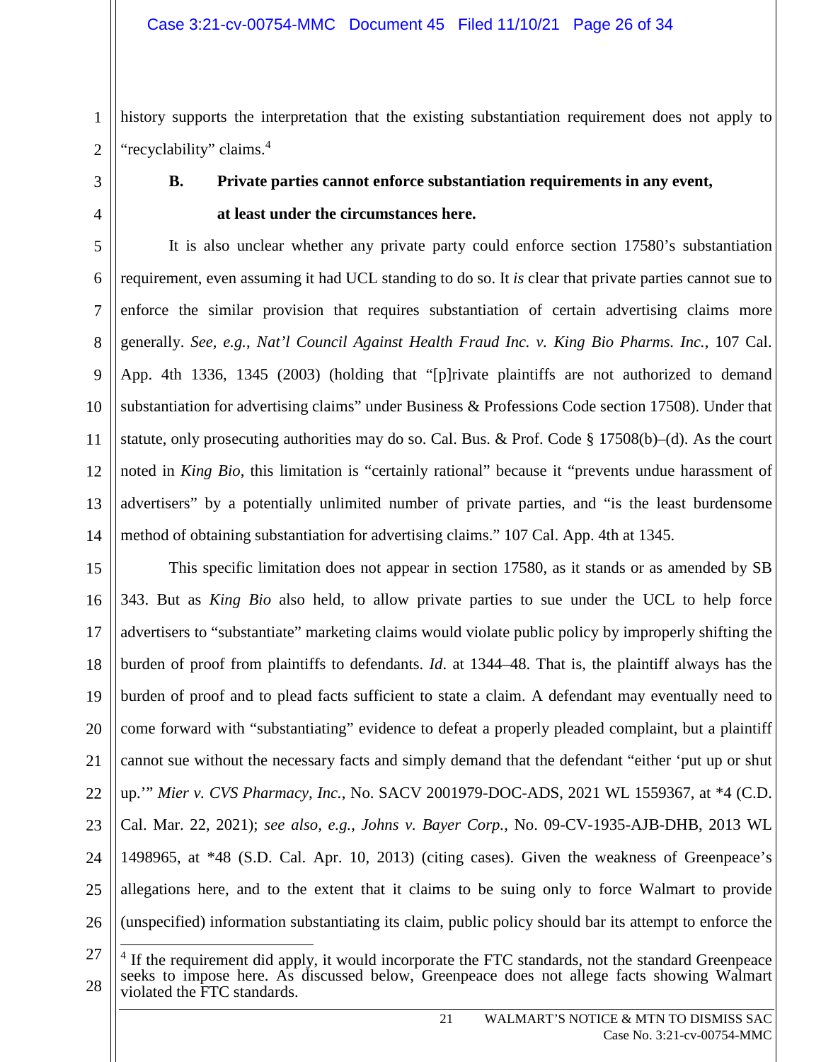history supports the interpretation that the existing substantiation requirement does not apply to "recyclability" claims.[4]

### B. Private parties cannot enforce substantiation requirements in any event, at least under the circumstances here.

It is also unclear whether any private party could enforce section 17580's substantiation requirement, even assuming it had UCL standing to do so. It *is* clear that private parties cannot sue to enforce the similar provision that requires substantiation of certain advertising claims more generally. *See, e.g.*, *Nat'l Council Against Health Fraud Inc. v. King Bio Pharms. Inc.*, 107 Cal. App. 4th 1336, 1345 (2003) (holding that "[p]rivate plaintiffs are not authorized to demand substantiation for advertising claims" under Business & Professions Code section 17508). Under that statute, only prosecuting authorities may do so. Cal. Bus. & Prof. Code § 17508(b)–(d). As the court noted in *King Bio*, this limitation is "certainly rational" because it "prevents undue harassment of advertisers" by a potentially unlimited number of private parties, and "is the least burdensome method of obtaining substantiation for advertising claims." 107 Cal. App. 4th at 1345.

This specific limitation does not appear in section 17580, as it stands or as amended by SB 343. But as *King Bio* also held, to allow private parties to sue under the UCL to help force advertisers to "substantiate" marketing claims would violate public policy by improperly shifting the burden of proof from plaintiffs to defendants. *Id*. at 1344–48. That is, the plaintiff always has the burden of proof and to plead facts sufficient to state a claim. A defendant may eventually need to come forward with "substantiating" evidence to defeat a properly pleaded complaint, but a plaintiff cannot sue without the necessary facts and simply demand that the defendant "either 'put up or shut up.'" *Mier v. CVS Pharmacy, Inc.*, No. SACV 2001979-DOC-ADS, 2021 WL 1559367, at *4 (C.D. Cal. Mar. 22, 2021); *see also, e.g.*, *Johns v. Bayer Corp.*, No. 09-CV-1935-AJB-DHB, 2013 WL 1498965, at *48 (S.D. Cal. Apr. 10, 2013) (citing cases). Given the weakness of Greenpeace's allegations here, and to the extent that it claims to be suing only to force Walmart to provide (unspecified) information substantiating its claim, public policy should bar its attempt to enforce the

---

[4] If the requirement did apply, it would incorporate the FTC standards, not the standard Greenpeace seeks to impose here. As discussed below, Greenpeace does not allege facts showing Walmart violated the FTC standards.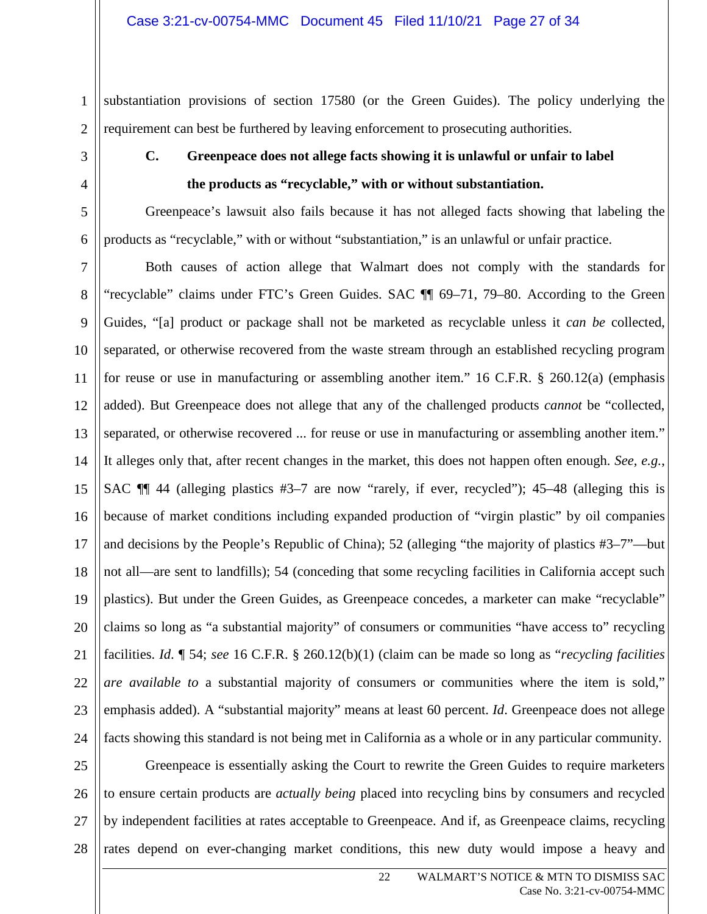substantiation provisions of section 17580 (or the Green Guides). The policy underlying the requirement can best be furthered by leaving enforcement to prosecuting authorities.

### C. Greenpeace does not allege facts showing it is unlawful or unfair to label the products as "recyclable," with or without substantiation.

Greenpeace's lawsuit also fails because it has not alleged facts showing that labeling the products as "recyclable," with or without "substantiation," is an unlawful or unfair practice.

Both causes of action allege that Walmart does not comply with the standards for "recyclable" claims under FTC's Green Guides. SAC ¶¶ 69–71, 79–80. According to the Green Guides, "[a] product or package shall not be marketed as recyclable unless it *can be* collected, separated, or otherwise recovered from the waste stream through an established recycling program for reuse or use in manufacturing or assembling another item." 16 C.F.R. § 260.12(a) (emphasis added). But Greenpeace does not allege that any of the challenged products *cannot* be "collected, separated, or otherwise recovered ... for reuse or use in manufacturing or assembling another item." It alleges only that, after recent changes in the market, this does not happen often enough. *See, e.g.*, SAC ¶¶ 44 (alleging plastics #3–7 are now "rarely, if ever, recycled"); 45–48 (alleging this is because of market conditions including expanded production of "virgin plastic" by oil companies and decisions by the People's Republic of China); 52 (alleging "the majority of plastics #3–7"—but not all—are sent to landfills); 54 (conceding that some recycling facilities in California accept such plastics). But under the Green Guides, as Greenpeace concedes, a marketer can make "recyclable" claims so long as "a substantial majority" of consumers or communities "have access to" recycling facilities. *Id.* ¶ 54; *see* 16 C.F.R. § 260.12(b)(1) (claim can be made so long as "*recycling facilities are available to* a substantial majority of consumers or communities where the item is sold," emphasis added). A "substantial majority" means at least 60 percent. *Id.* Greenpeace does not allege facts showing this standard is not being met in California as a whole or in any particular community.

Greenpeace is essentially asking the Court to rewrite the Green Guides to require marketers to ensure certain products are *actually being* placed into recycling bins by consumers and recycled by independent facilities at rates acceptable to Greenpeace. And if, as Greenpeace claims, recycling rates depend on ever-changing market conditions, this new duty would impose a heavy and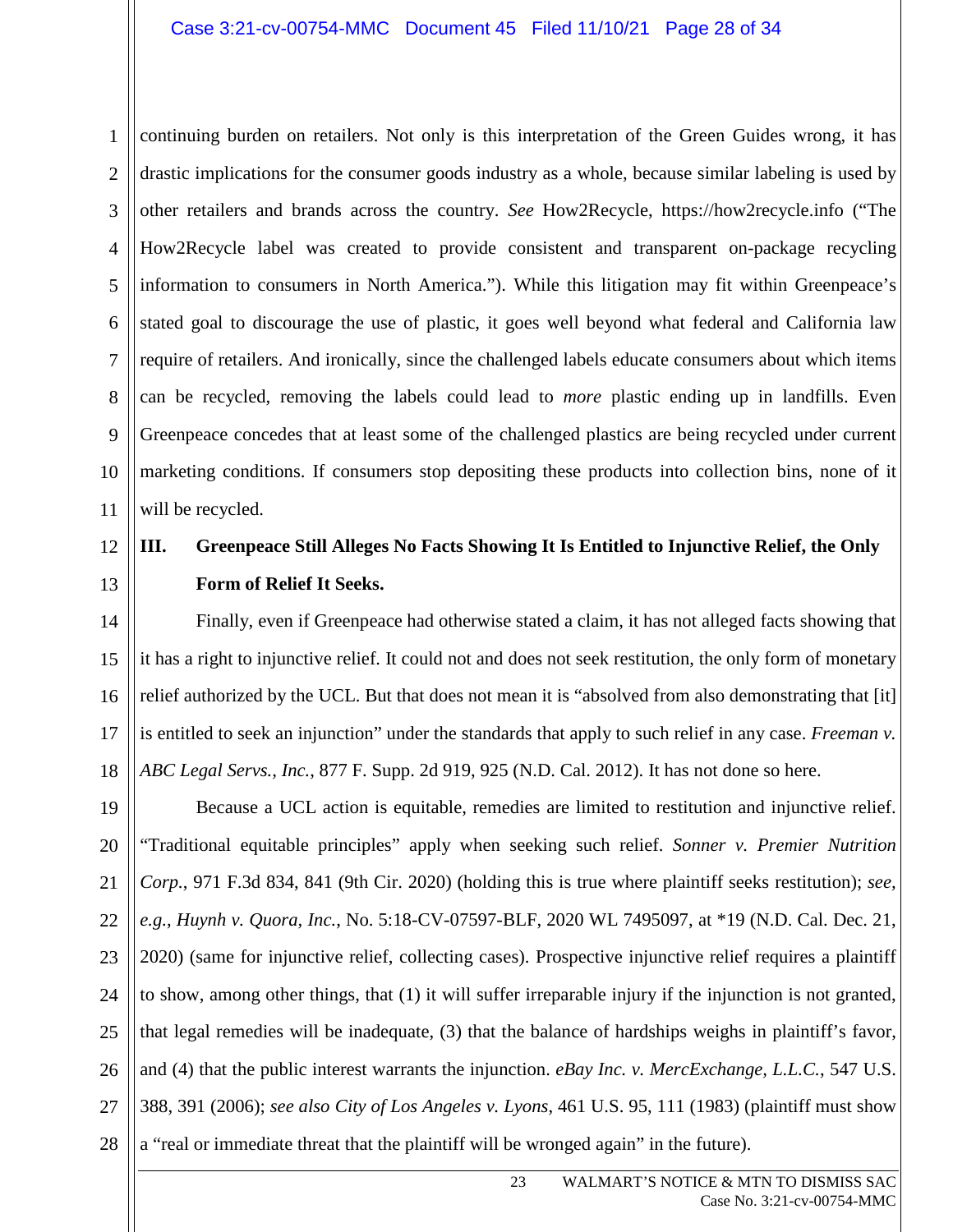continuing burden on retailers. Not only is this interpretation of the Green Guides wrong, it has drastic implications for the consumer goods industry as a whole, because similar labeling is used by other retailers and brands across the country. *See* How2Recycle, https://how2recycle.info ("The How2Recycle label was created to provide consistent and transparent on-package recycling information to consumers in North America."). While this litigation may fit within Greenpeace's stated goal to discourage the use of plastic, it goes well beyond what federal and California law require of retailers. And ironically, since the challenged labels educate consumers about which items can be recycled, removing the labels could lead to *more* plastic ending up in landfills. Even Greenpeace concedes that at least some of the challenged plastics are being recycled under current marketing conditions. If consumers stop depositing these products into collection bins, none of it will be recycled.

## III. Greenpeace Still Alleges No Facts Showing It Is Entitled to Injunctive Relief, the Only Form of Relief It Seeks.

Finally, even if Greenpeace had otherwise stated a claim, it has not alleged facts showing that it has a right to injunctive relief. It could not and does not seek restitution, the only form of monetary relief authorized by the UCL. But that does not mean it is "absolved from also demonstrating that [it] is entitled to seek an injunction" under the standards that apply to such relief in any case. *Freeman v. ABC Legal Servs., Inc.*, 877 F. Supp. 2d 919, 925 (N.D. Cal. 2012). It has not done so here.

Because a UCL action is equitable, remedies are limited to restitution and injunctive relief. "Traditional equitable principles" apply when seeking such relief. *Sonner v. Premier Nutrition Corp.*, 971 F.3d 834, 841 (9th Cir. 2020) (holding this is true where plaintiff seeks restitution); *see, e.g., Huynh v. Quora, Inc.*, No. 5:18-CV-07597-BLF, 2020 WL 7495097, at *19 (N.D. Cal. Dec. 21, 2020) (same for injunctive relief, collecting cases). Prospective injunctive relief requires a plaintiff to show, among other things, that (1) it will suffer irreparable injury if the injunction is not granted, that legal remedies will be inadequate, (3) that the balance of hardships weighs in plaintiff's favor, and (4) that the public interest warrants the injunction. *eBay Inc. v. MercExchange, L.L.C.*, 547 U.S. 388, 391 (2006); *see also City of Los Angeles v. Lyons*, 461 U.S. 95, 111 (1983) (plaintiff must show a "real or immediate threat that the plaintiff will be wronged again" in the future).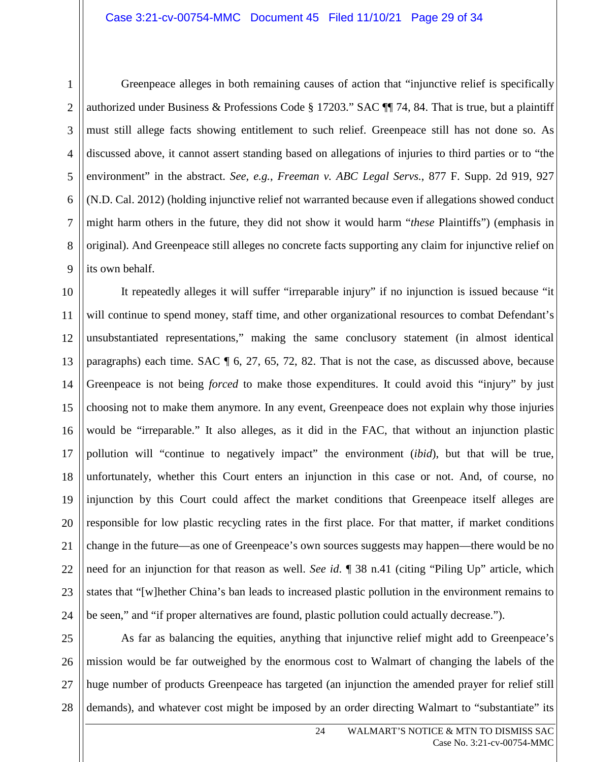Greenpeace alleges in both remaining causes of action that "injunctive relief is specifically authorized under Business & Professions Code § 17203." SAC ¶¶ 74, 84. That is true, but a plaintiff must still allege facts showing entitlement to such relief. Greenpeace still has not done so. As discussed above, it cannot assert standing based on allegations of injuries to third parties or to "the environment" in the abstract. *See, e.g.*, *Freeman v. ABC Legal Servs.*, 877 F. Supp. 2d 919, 927 (N.D. Cal. 2012) (holding injunctive relief not warranted because even if allegations showed conduct might harm others in the future, they did not show it would harm "*these* Plaintiffs") (emphasis in original). And Greenpeace still alleges no concrete facts supporting any claim for injunctive relief on its own behalf.

It repeatedly alleges it will suffer "irreparable injury" if no injunction is issued because "it will continue to spend money, staff time, and other organizational resources to combat Defendant's unsubstantiated representations," making the same conclusory statement (in almost identical paragraphs) each time. SAC ¶ 6, 27, 65, 72, 82. That is not the case, as discussed above, because Greenpeace is not being *forced* to make those expenditures. It could avoid this "injury" by just choosing not to make them anymore. In any event, Greenpeace does not explain why those injuries would be "irreparable." It also alleges, as it did in the FAC, that without an injunction plastic pollution will "continue to negatively impact" the environment (*ibid*), but that will be true, unfortunately, whether this Court enters an injunction in this case or not. And, of course, no injunction by this Court could affect the market conditions that Greenpeace itself alleges are responsible for low plastic recycling rates in the first place. For that matter, if market conditions change in the future—as one of Greenpeace's own sources suggests may happen—there would be no need for an injunction for that reason as well. *See id.* ¶ 38 n.41 (citing "Piling Up" article, which states that "[w]hether China's ban leads to increased plastic pollution in the environment remains to be seen," and "if proper alternatives are found, plastic pollution could actually decrease.").

As far as balancing the equities, anything that injunctive relief might add to Greenpeace's mission would be far outweighed by the enormous cost to Walmart of changing the labels of the huge number of products Greenpeace has targeted (an injunction the amended prayer for relief still demands), and whatever cost might be imposed by an order directing Walmart to "substantiate" its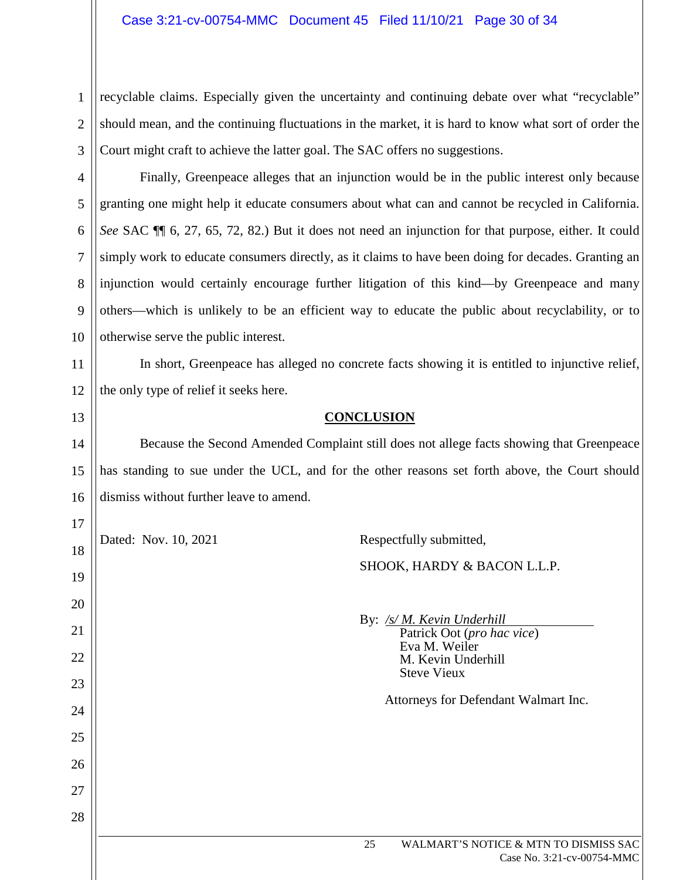recyclable claims. Especially given the uncertainty and continuing debate over what "recyclable" should mean, and the continuing fluctuations in the market, it is hard to know what sort of order the Court might craft to achieve the latter goal. The SAC offers no suggestions.

Finally, Greenpeace alleges that an injunction would be in the public interest only because granting one might help it educate consumers about what can and cannot be recycled in California. *See* SAC ¶¶ 6, 27, 65, 72, 82.) But it does not need an injunction for that purpose, either. It could simply work to educate consumers directly, as it claims to have been doing for decades. Granting an injunction would certainly encourage further litigation of this kind—by Greenpeace and many others—which is unlikely to be an efficient way to educate the public about recyclability, or to otherwise serve the public interest.

In short, Greenpeace has alleged no concrete facts showing it is entitled to injunctive relief, the only type of relief it seeks here.

## CONCLUSION

Because the Second Amended Complaint still does not allege facts showing that Greenpeace has standing to sue under the UCL, and for the other reasons set forth above, the Court should dismiss without further leave to amend.

Dated: Nov. 10, 2021

Respectfully submitted,

SHOOK, HARDY & BACON L.L.P.

By: */s/ M. Kevin Underhill*
Patrick Oot (*pro hac vice*)
Eva M. Weiler
M. Kevin Underhill
Steve Vieux

Attorneys for Defendant Walmart Inc.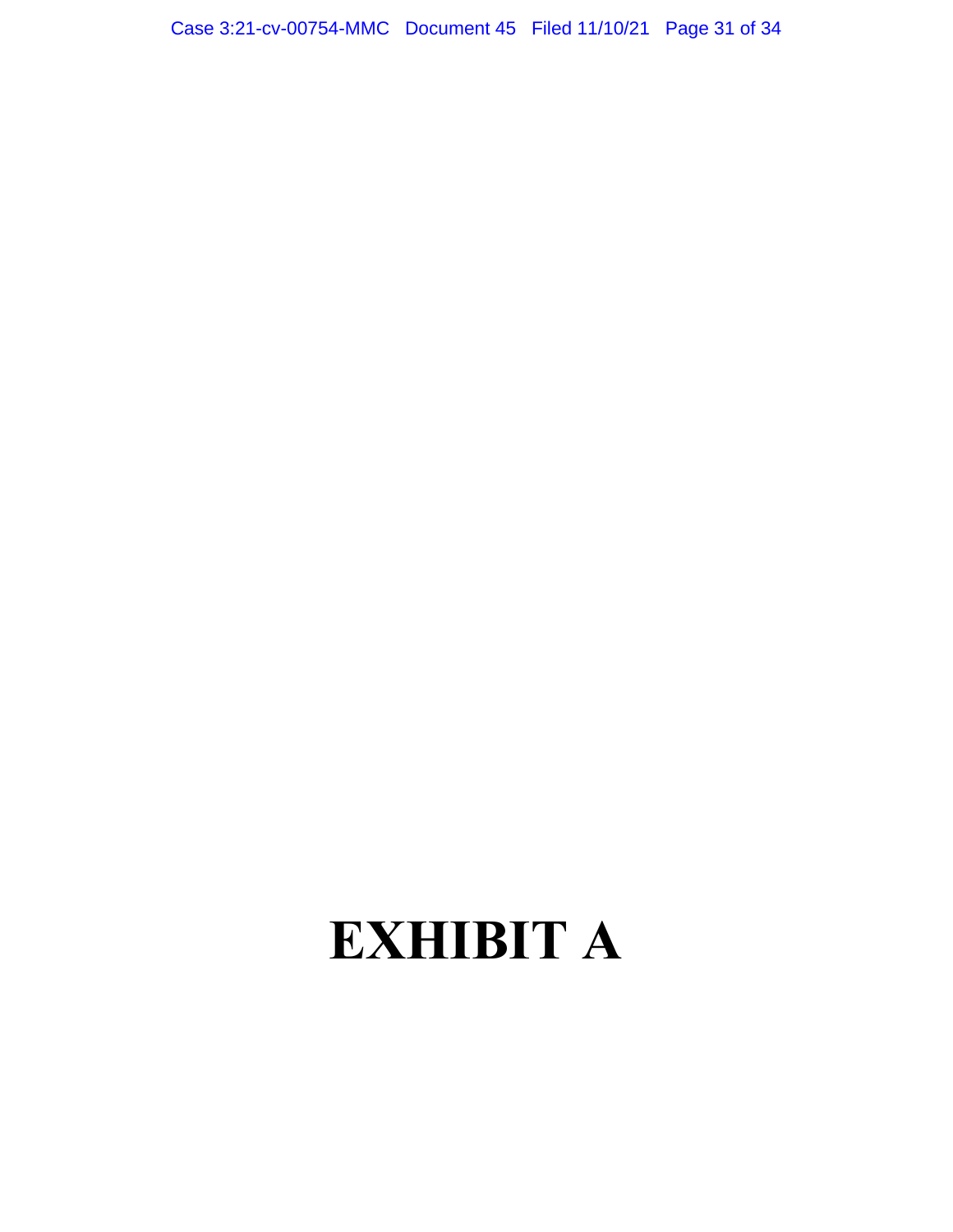# EXHIBIT A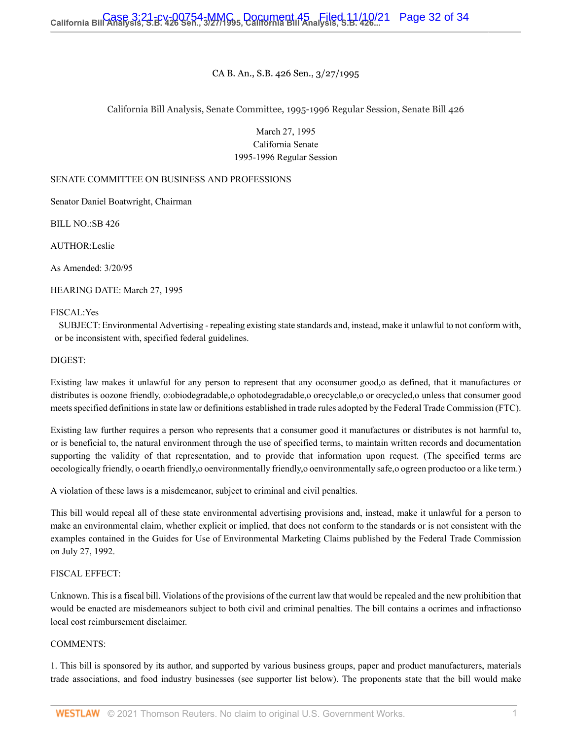CA B. An., S.B. 426 Sen., 3/27/1995

California Bill Analysis, Senate Committee, 1995-1996 Regular Session, Senate Bill 426

March 27, 1995
California Senate
1995-1996 Regular Session

SENATE COMMITTEE ON BUSINESS AND PROFESSIONS

Senator Daniel Boatwright, Chairman

BILL NO.:SB 426

AUTHOR:Leslie

As Amended: 3/20/95

HEARING DATE: March 27, 1995

FISCAL:Yes

SUBJECT: Environmental Advertising - repealing existing state standards and, instead, make it unlawful to not conform with, or be inconsistent with, specified federal guidelines.

DIGEST:

Existing law makes it unlawful for any person to represent that any oconsumer good,o as defined, that it manufactures or distributes is oozone friendly, o:obiodegradable,o ophotodegradable,o orecyclable,o or orecycled,o unless that consumer good meets specified definitions in state law or definitions established in trade rules adopted by the Federal Trade Commission (FTC).

Existing law further requires a person who represents that a consumer good it manufactures or distributes is not harmful to, or is beneficial to, the natural environment through the use of specified terms, to maintain written records and documentation supporting the validity of that representation, and to provide that information upon request. (The specified terms are oecologically friendly, o oearth friendly,o oenvironmentally friendly,o oenvironmentally safe,o ogreen productoo or a like term.)

A violation of these laws is a misdemeanor, subject to criminal and civil penalties.

This bill would repeal all of these state environmental advertising provisions and, instead, make it unlawful for a person to make an environmental claim, whether explicit or implied, that does not conform to the standards or is not consistent with the examples contained in the Guides for Use of Environmental Marketing Claims published by the Federal Trade Commission on July 27, 1992.

FISCAL EFFECT:

Unknown. This is a fiscal bill. Violations of the provisions of the current law that would be repealed and the new prohibition that would be enacted are misdemeanors subject to both civil and criminal penalties. The bill contains a ocrimes and infractionso local cost reimbursement disclaimer.

COMMENTS:

1. This bill is sponsored by its author, and supported by various business groups, paper and product manufacturers, materials trade associations, and food industry businesses (see supporter list below). The proponents state that the bill would make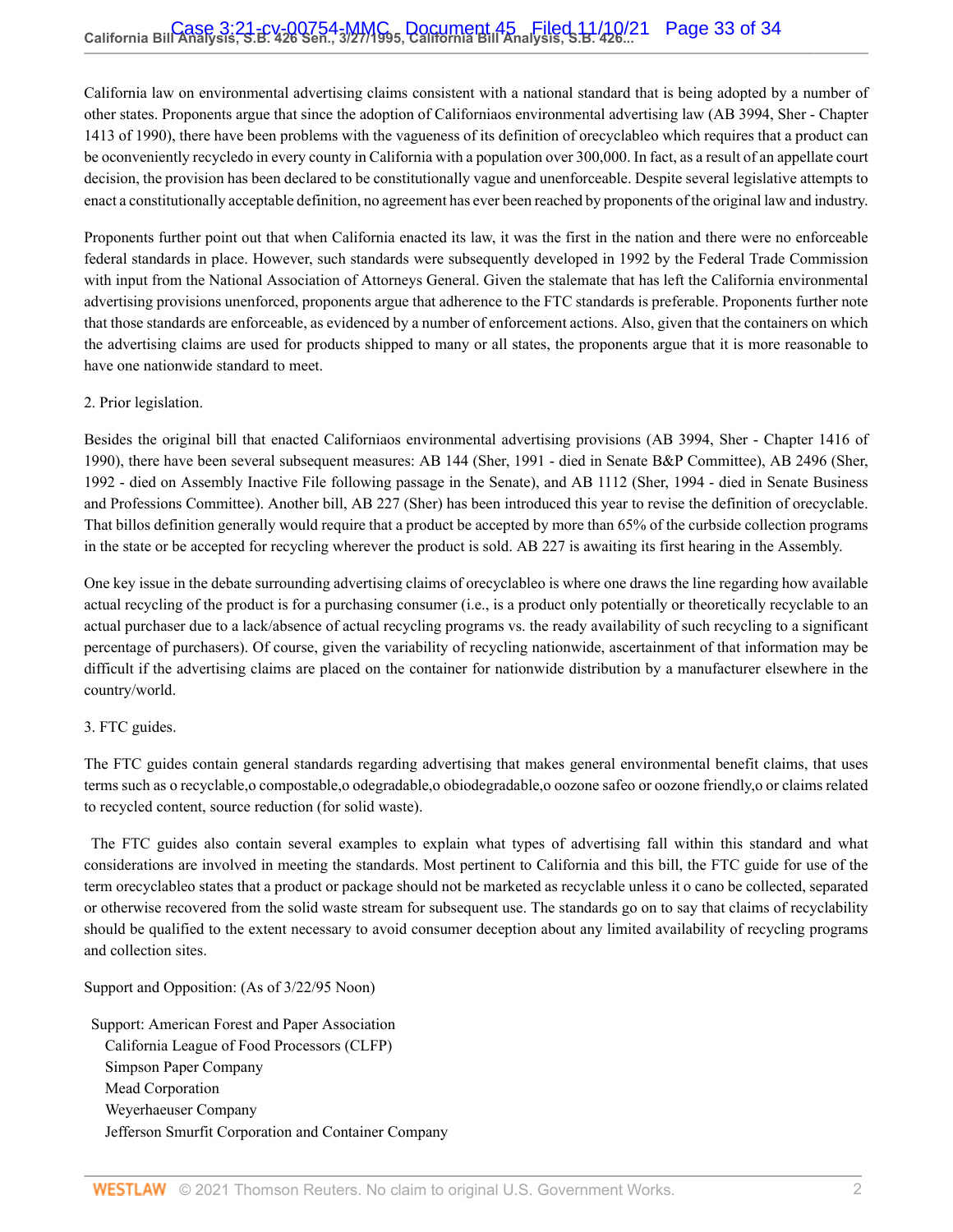California law on environmental advertising claims consistent with a national standard that is being adopted by a number of other states. Proponents argue that since the adoption of Californiaos environmental advertising law (AB 3994, Sher - Chapter 1413 of 1990), there have been problems with the vagueness of its definition of orecyclableo which requires that a product can be oconveniently recycledo in every county in California with a population over 300,000. In fact, as a result of an appellate court decision, the provision has been declared to be constitutionally vague and unenforceable. Despite several legislative attempts to enact a constitutionally acceptable definition, no agreement has ever been reached by proponents of the original law and industry.

Proponents further point out that when California enacted its law, it was the first in the nation and there were no enforceable federal standards in place. However, such standards were subsequently developed in 1992 by the Federal Trade Commission with input from the National Association of Attorneys General. Given the stalemate that has left the California environmental advertising provisions unenforced, proponents argue that adherence to the FTC standards is preferable. Proponents further note that those standards are enforceable, as evidenced by a number of enforcement actions. Also, given that the containers on which the advertising claims are used for products shipped to many or all states, the proponents argue that it is more reasonable to have one nationwide standard to meet.

2. Prior legislation.

Besides the original bill that enacted Californiaos environmental advertising provisions (AB 3994, Sher - Chapter 1416 of 1990), there have been several subsequent measures: AB 144 (Sher, 1991 - died in Senate B&P Committee), AB 2496 (Sher, 1992 - died on Assembly Inactive File following passage in the Senate), and AB 1112 (Sher, 1994 - died in Senate Business and Professions Committee). Another bill, AB 227 (Sher) has been introduced this year to revise the definition of orecyclable. That billos definition generally would require that a product be accepted by more than 65% of the curbside collection programs in the state or be accepted for recycling wherever the product is sold. AB 227 is awaiting its first hearing in the Assembly.

One key issue in the debate surrounding advertising claims of orecyclableo is where one draws the line regarding how available actual recycling of the product is for a purchasing consumer (i.e., is a product only potentially or theoretically recyclable to an actual purchaser due to a lack/absence of actual recycling programs vs. the ready availability of such recycling to a significant percentage of purchasers). Of course, given the variability of recycling nationwide, ascertainment of that information may be difficult if the advertising claims are placed on the container for nationwide distribution by a manufacturer elsewhere in the country/world.

3. FTC guides.

The FTC guides contain general standards regarding advertising that makes general environmental benefit claims, that uses terms such as o recyclable,o compostable,o odegradable,o obiodegradable,o oozone safeo or oozone friendly,o or claims related to recycled content, source reduction (for solid waste).

The FTC guides also contain several examples to explain what types of advertising fall within this standard and what considerations are involved in meeting the standards. Most pertinent to California and this bill, the FTC guide for use of the term orecyclableo states that a product or package should not be marketed as recyclable unless it o cano be collected, separated or otherwise recovered from the solid waste stream for subsequent use. The standards go on to say that claims of recyclability should be qualified to the extent necessary to avoid consumer deception about any limited availability of recycling programs and collection sites.

Support and Opposition: (As of 3/22/95 Noon)

Support: American Forest and Paper Association
California League of Food Processors (CLFP)
Simpson Paper Company
Mead Corporation
Weyerhaeuser Company
Jefferson Smurfit Corporation and Container Company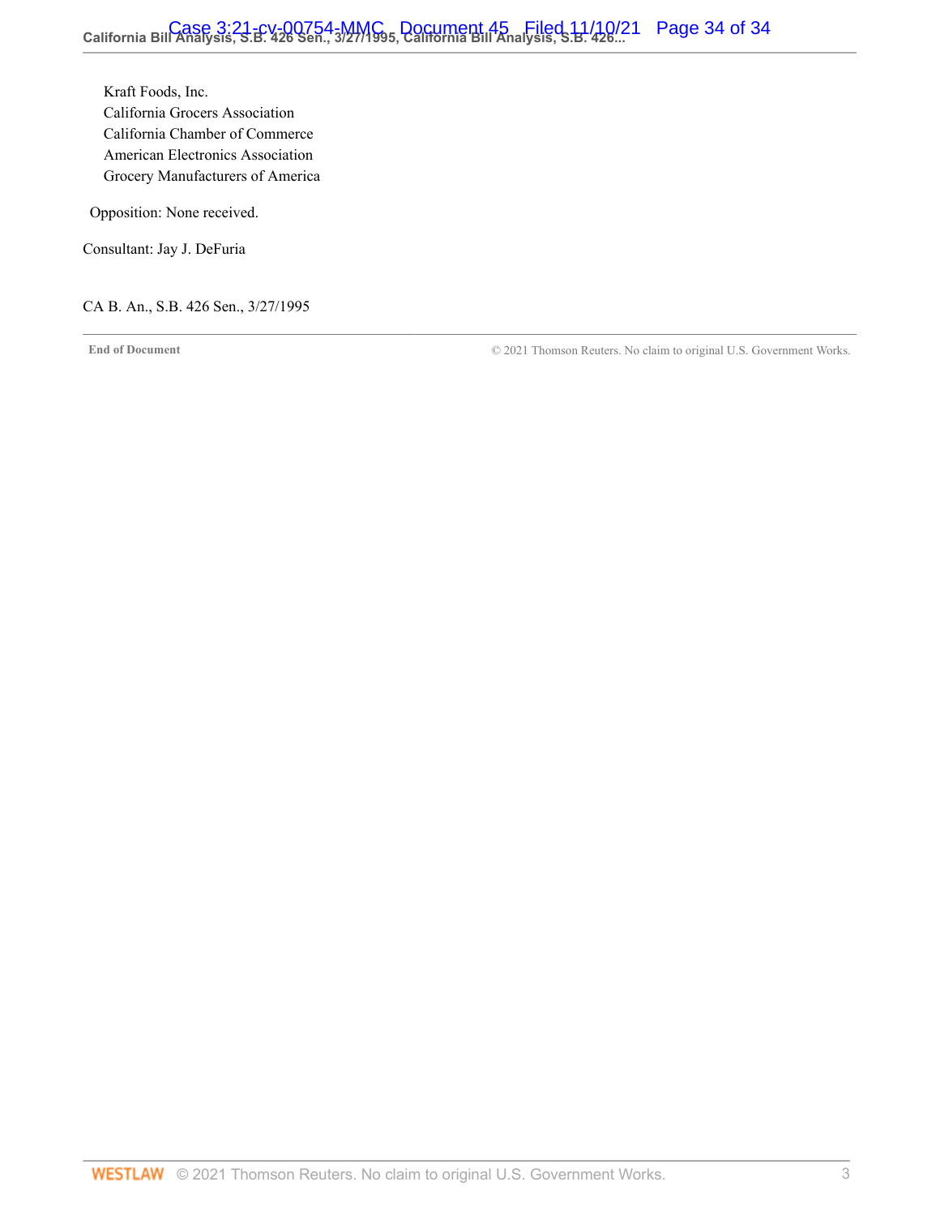Kraft Foods, Inc.
California Grocers Association
California Chamber of Commerce
American Electronics Association
Grocery Manufacturers of America

Opposition: None received.

Consultant: Jay J. DeFuria

CA B. An., S.B. 426 Sen., 3/27/1995

**End of Document** © 2021 Thomson Reuters. No claim to original U.S. Government Works.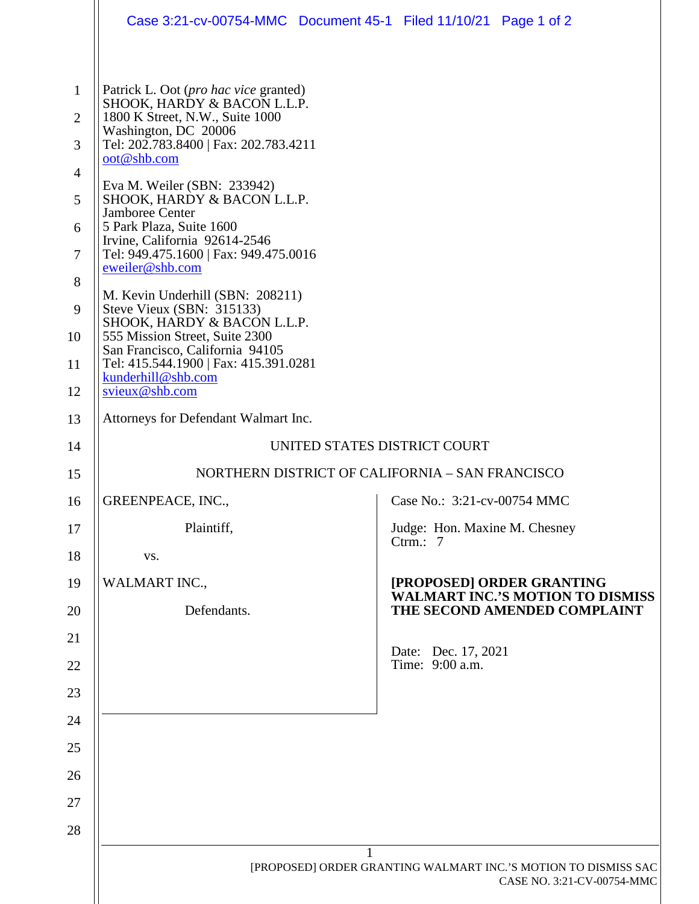Patrick L. Oot (*pro hac vice* granted)
SHOOK, HARDY & BACON L.L.P.
1800 K Street, N.W., Suite 1000
Washington, DC 20006
Tel: 202.783.8400 | Fax: 202.783.4211
oot@shb.com

Eva M. Weiler (SBN: 233942)
SHOOK, HARDY & BACON L.L.P.
Jamboree Center
5 Park Plaza, Suite 1600
Irvine, California 92614-2546
Tel: 949.475.1600 | Fax: 949.475.0016
eweiler@shb.com

M. Kevin Underhill (SBN: 208211)
Steve Vieux (SBN: 315133)
SHOOK, HARDY & BACON L.L.P.
555 Mission Street, Suite 2300
San Francisco, California 94105
Tel: 415.544.1900 | Fax: 415.391.0281
kunderhill@shb.com
svieux@shb.com

Attorneys for Defendant Walmart Inc.

UNITED STATES DISTRICT COURT

NORTHERN DISTRICT OF CALIFORNIA – SAN FRANCISCO

GREENPEACE, INC.,

Plaintiff,

vs.

WALMART INC.,

Defendants.

Case No.: 3:21-cv-00754 MMC

Judge: Hon. Maxine M. Chesney
Ctrm.: 7

**[PROPOSED] ORDER GRANTING WALMART INC.'S MOTION TO DISMISS THE SECOND AMENDED COMPLAINT**

Date: Dec. 17, 2021
Time: 9:00 a.m.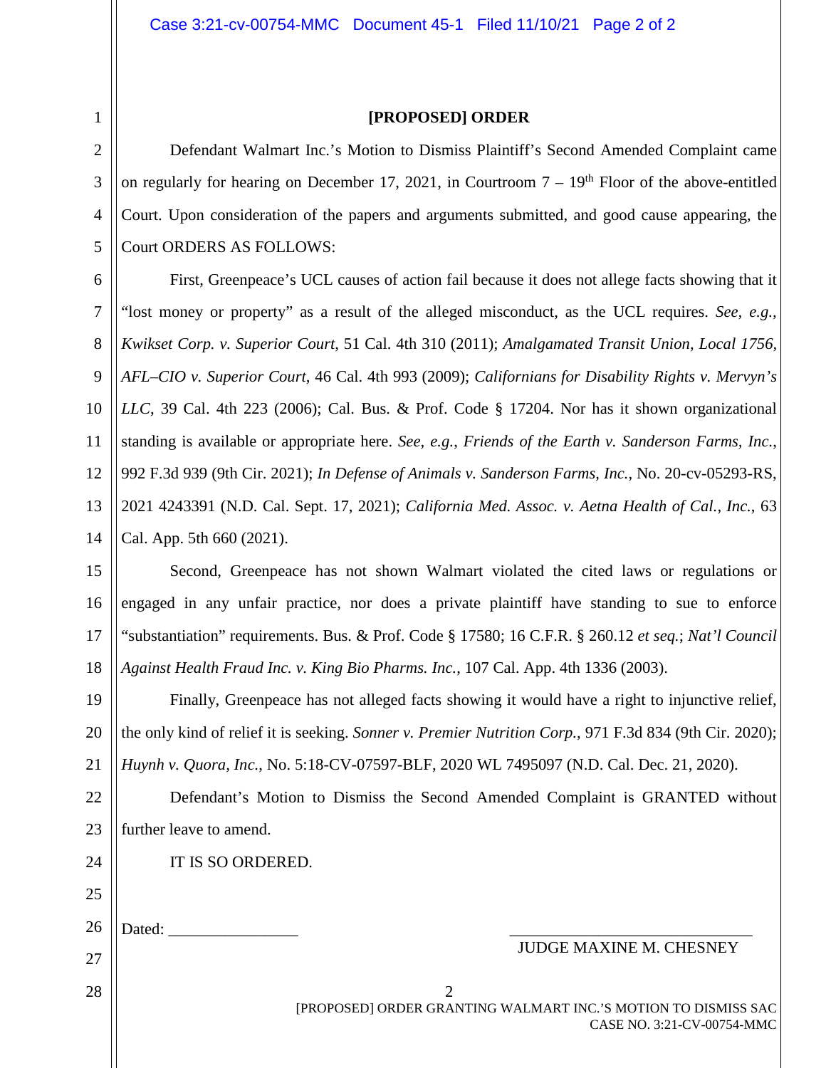**[PROPOSED] ORDER**

Defendant Walmart Inc.'s Motion to Dismiss Plaintiff's Second Amended Complaint came on regularly for hearing on December 17, 2021, in Courtroom 7 – 19th Floor of the above-entitled Court. Upon consideration of the papers and arguments submitted, and good cause appearing, the Court ORDERS AS FOLLOWS:

First, Greenpeace's UCL causes of action fail because it does not allege facts showing that it "lost money or property" as a result of the alleged misconduct, as the UCL requires. *See, e.g., Kwikset Corp. v. Superior Court*, 51 Cal. 4th 310 (2011); *Amalgamated Transit Union, Local 1756, AFL–CIO v. Superior Court*, 46 Cal. 4th 993 (2009); *Californians for Disability Rights v. Mervyn's LLC*, 39 Cal. 4th 223 (2006); Cal. Bus. & Prof. Code § 17204. Nor has it shown organizational standing is available or appropriate here. *See, e.g., Friends of the Earth v. Sanderson Farms, Inc.*, 992 F.3d 939 (9th Cir. 2021); *In Defense of Animals v. Sanderson Farms, Inc.*, No. 20-cv-05293-RS, 2021 4243391 (N.D. Cal. Sept. 17, 2021); *California Med. Assoc. v. Aetna Health of Cal., Inc.*, 63 Cal. App. 5th 660 (2021).

Second, Greenpeace has not shown Walmart violated the cited laws or regulations or engaged in any unfair practice, nor does a private plaintiff have standing to sue to enforce "substantiation" requirements. Bus. & Prof. Code § 17580; 16 C.F.R. § 260.12 *et seq.*; *Nat'l Council Against Health Fraud Inc. v. King Bio Pharms. Inc.*, 107 Cal. App. 4th 1336 (2003).

Finally, Greenpeace has not alleged facts showing it would have a right to injunctive relief, the only kind of relief it is seeking. *Sonner v. Premier Nutrition Corp.*, 971 F.3d 834 (9th Cir. 2020); *Huynh v. Quora, Inc.*, No. 5:18-CV-07597-BLF, 2020 WL 7495097 (N.D. Cal. Dec. 21, 2020).

Defendant's Motion to Dismiss the Second Amended Complaint is GRANTED without further leave to amend.

IT IS SO ORDERED.

Dated: ________________

_____________________________
JUDGE MAXINE M. CHESNEY

[PROPOSED] ORDER GRANTING WALMART INC.'S MOTION TO DISMISS SAC
CASE NO. 3:21-CV-00754-MMC